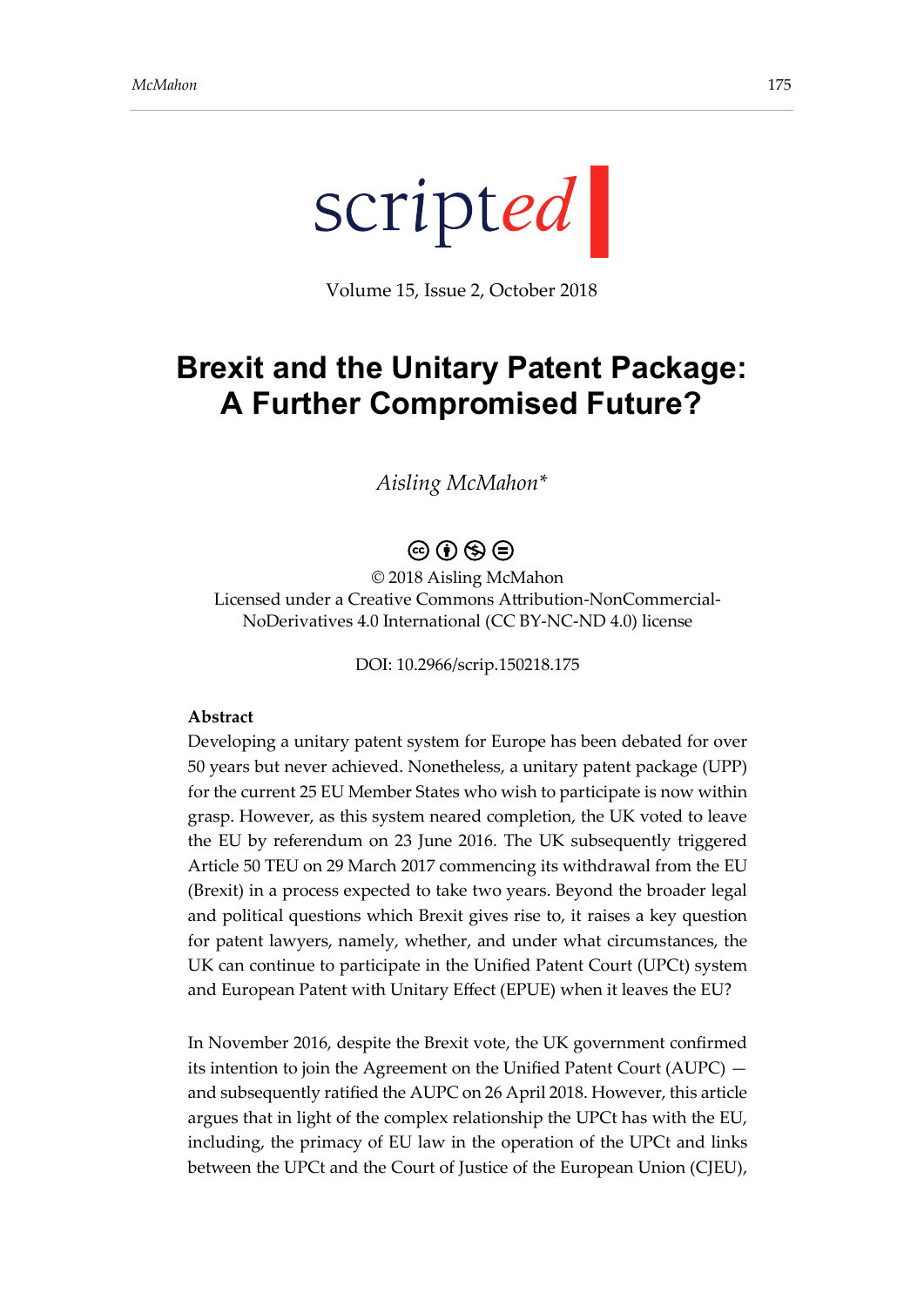scripted

Volume 15, Issue 2, October 2018

# Brexit and the Unitary Patent Package: A Further Compromised Future?

*Aisling McMahon**

© 2018 Aisling McMahon
Licensed under a Creative Commons Attribution-NonCommercial-NoDerivatives 4.0 International (CC BY-NC-ND 4.0) license

DOI: 10.2966/scrip.150218.175

**Abstract**

Developing a unitary patent system for Europe has been debated for over 50 years but never achieved. Nonetheless, a unitary patent package (UPP) for the current 25 EU Member States who wish to participate is now within grasp. However, as this system neared completion, the UK voted to leave the EU by referendum on 23 June 2016. The UK subsequently triggered Article 50 TEU on 29 March 2017 commencing its withdrawal from the EU (Brexit) in a process expected to take two years. Beyond the broader legal and political questions which Brexit gives rise to, it raises a key question for patent lawyers, namely, whether, and under what circumstances, the UK can continue to participate in the Unified Patent Court (UPCt) system and European Patent with Unitary Effect (EPUE) when it leaves the EU?

In November 2016, despite the Brexit vote, the UK government confirmed its intention to join the Agreement on the Unified Patent Court (AUPC) — and subsequently ratified the AUPC on 26 April 2018. However, this article argues that in light of the complex relationship the UPCt has with the EU, including, the primacy of EU law in the operation of the UPCt and links between the UPCt and the Court of Justice of the European Union (CJEU),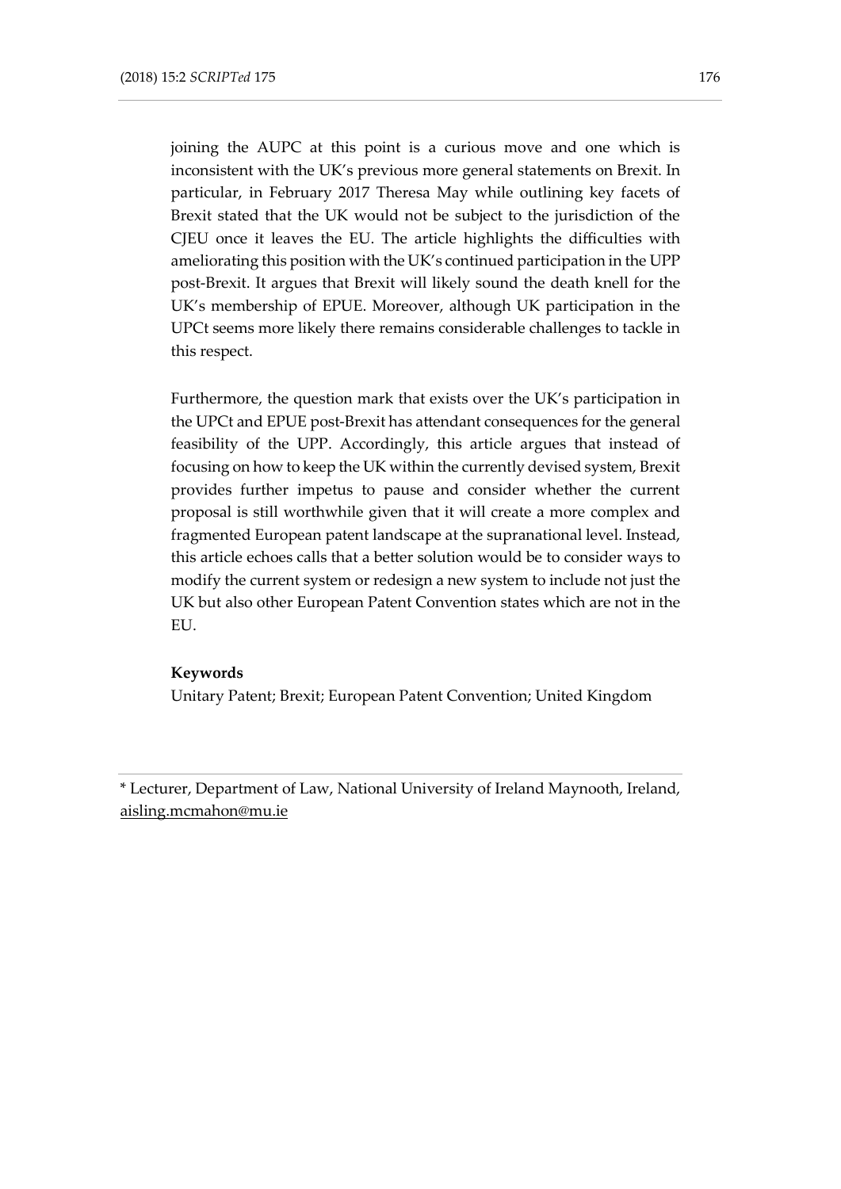joining the AUPC at this point is a curious move and one which is inconsistent with the UK's previous more general statements on Brexit. In particular, in February 2017 Theresa May while outlining key facets of Brexit stated that the UK would not be subject to the jurisdiction of the CJEU once it leaves the EU. The article highlights the difficulties with ameliorating this position with the UK's continued participation in the UPP post-Brexit. It argues that Brexit will likely sound the death knell for the UK's membership of EPUE. Moreover, although UK participation in the UPCt seems more likely there remains considerable challenges to tackle in this respect.

Furthermore, the question mark that exists over the UK's participation in the UPCt and EPUE post-Brexit has attendant consequences for the general feasibility of the UPP. Accordingly, this article argues that instead of focusing on how to keep the UK within the currently devised system, Brexit provides further impetus to pause and consider whether the current proposal is still worthwhile given that it will create a more complex and fragmented European patent landscape at the supranational level. Instead, this article echoes calls that a better solution would be to consider ways to modify the current system or redesign a new system to include not just the UK but also other European Patent Convention states which are not in the EU.

**Keywords**

Unitary Patent; Brexit; European Patent Convention; United Kingdom

---

\* Lecturer, Department of Law, National University of Ireland Maynooth, Ireland, aisling.mcmahon@mu.ie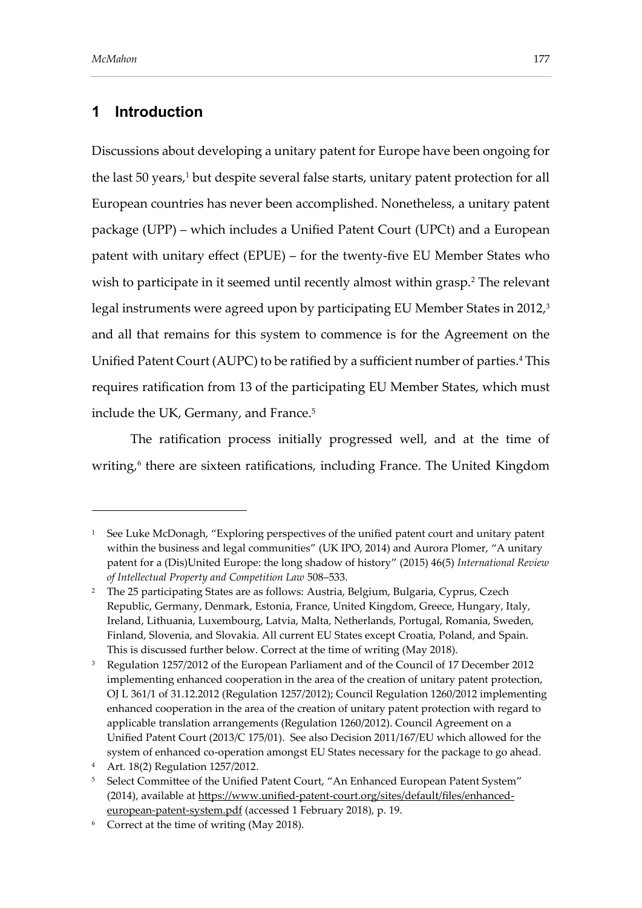## 1 Introduction

Discussions about developing a unitary patent for Europe have been ongoing for the last 50 years,[1] but despite several false starts, unitary patent protection for all European countries has never been accomplished. Nonetheless, a unitary patent package (UPP) – which includes a Unified Patent Court (UPCt) and a European patent with unitary effect (EPUE) – for the twenty-five EU Member States who wish to participate in it seemed until recently almost within grasp.[2] The relevant legal instruments were agreed upon by participating EU Member States in 2012,[3] and all that remains for this system to commence is for the Agreement on the Unified Patent Court (AUPC) to be ratified by a sufficient number of parties.[4] This requires ratification from 13 of the participating EU Member States, which must include the UK, Germany, and France.[5]

The ratification process initially progressed well, and at the time of writing,[6] there are sixteen ratifications, including France. The United Kingdom

---

[1] See Luke McDonagh, "Exploring perspectives of the unified patent court and unitary patent within the business and legal communities" (UK IPO, 2014) and Aurora Plomer, "A unitary patent for a (Dis)United Europe: the long shadow of history" (2015) 46(5) *International Review of Intellectual Property and Competition Law* 508–533.

[2] The 25 participating States are as follows: Austria, Belgium, Bulgaria, Cyprus, Czech Republic, Germany, Denmark, Estonia, France, United Kingdom, Greece, Hungary, Italy, Ireland, Lithuania, Luxembourg, Latvia, Malta, Netherlands, Portugal, Romania, Sweden, Finland, Slovenia, and Slovakia. All current EU States except Croatia, Poland, and Spain. This is discussed further below. Correct at the time of writing (May 2018).

[3] Regulation 1257/2012 of the European Parliament and of the Council of 17 December 2012 implementing enhanced cooperation in the area of the creation of unitary patent protection, OJ L 361/1 of 31.12.2012 (Regulation 1257/2012); Council Regulation 1260/2012 implementing enhanced cooperation in the area of the creation of unitary patent protection with regard to applicable translation arrangements (Regulation 1260/2012). Council Agreement on a Unified Patent Court (2013/C 175/01). See also Decision 2011/167/EU which allowed for the system of enhanced co-operation amongst EU States necessary for the package to go ahead.

[4] Art. 18(2) Regulation 1257/2012.

[5] Select Committee of the Unified Patent Court, "An Enhanced European Patent System" (2014), available at https://www.unified-patent-court.org/sites/default/files/enhanced-european-patent-system.pdf (accessed 1 February 2018), p. 19.

[6] Correct at the time of writing (May 2018).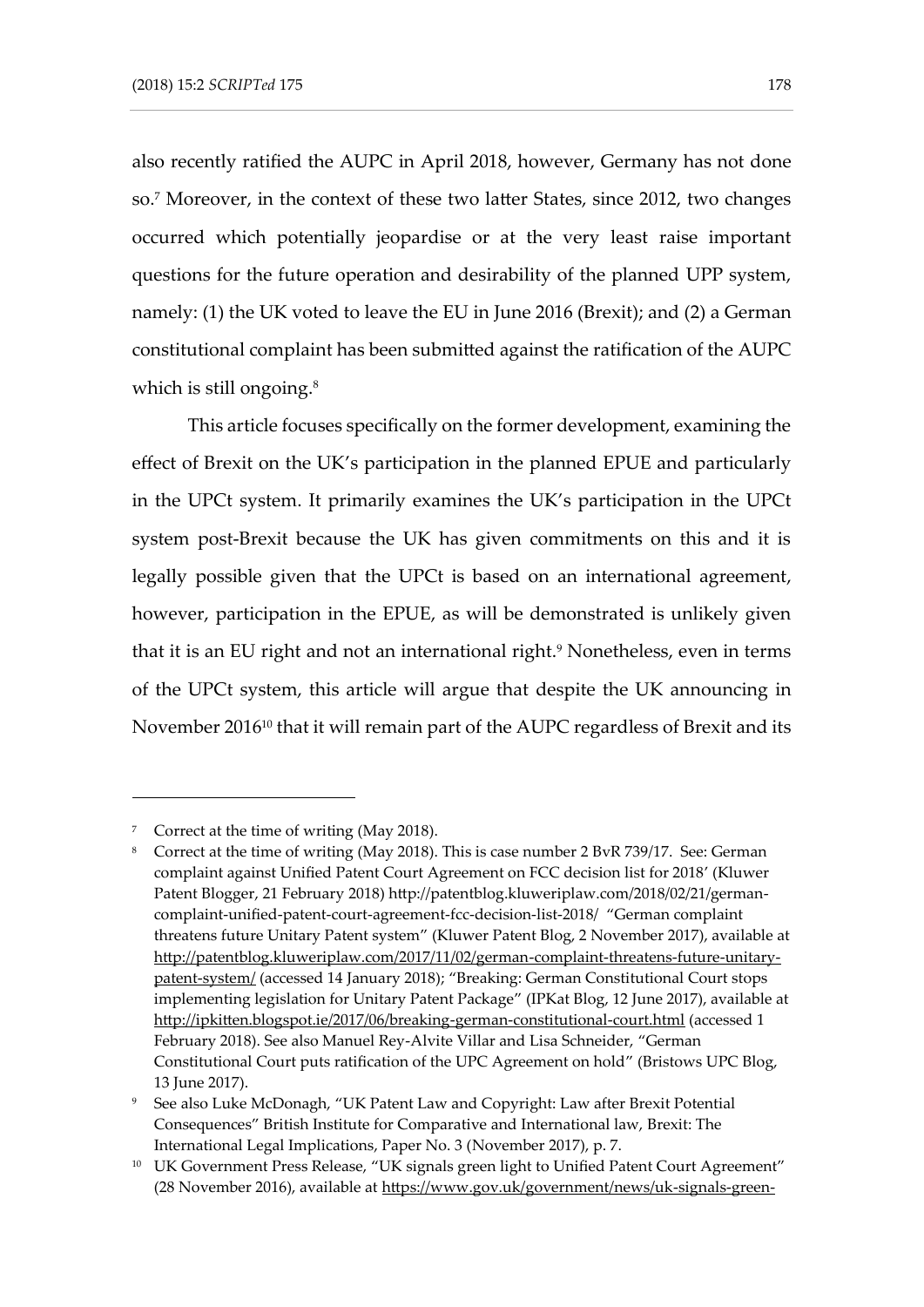also recently ratified the AUPC in April 2018, however, Germany has not done so.[7] Moreover, in the context of these two latter States, since 2012, two changes occurred which potentially jeopardise or at the very least raise important questions for the future operation and desirability of the planned UPP system, namely: (1) the UK voted to leave the EU in June 2016 (Brexit); and (2) a German constitutional complaint has been submitted against the ratification of the AUPC which is still ongoing.[8]

This article focuses specifically on the former development, examining the effect of Brexit on the UK's participation in the planned EPUE and particularly in the UPCt system. It primarily examines the UK's participation in the UPCt system post-Brexit because the UK has given commitments on this and it is legally possible given that the UPCt is based on an international agreement, however, participation in the EPUE, as will be demonstrated is unlikely given that it is an EU right and not an international right.[9] Nonetheless, even in terms of the UPCt system, this article will argue that despite the UK announcing in November 2016[10] that it will remain part of the AUPC regardless of Brexit and its

---

[7] Correct at the time of writing (May 2018).

[8] Correct at the time of writing (May 2018). This is case number 2 BvR 739/17. See: German complaint against Unified Patent Court Agreement on FCC decision list for 2018' (Kluwer Patent Blogger, 21 February 2018) http://patentblog.kluweriplaw.com/2018/02/21/german-complaint-unified-patent-court-agreement-fcc-decision-list-2018/ "German complaint threatens future Unitary Patent system" (Kluwer Patent Blog, 2 November 2017), available at http://patentblog.kluweriplaw.com/2017/11/02/german-complaint-threatens-future-unitary-patent-system/ (accessed 14 January 2018); "Breaking: German Constitutional Court stops implementing legislation for Unitary Patent Package" (IPKat Blog, 12 June 2017), available at http://ipkitten.blogspot.ie/2017/06/breaking-german-constitutional-court.html (accessed 1 February 2018). See also Manuel Rey-Alvite Villar and Lisa Schneider, "German Constitutional Court puts ratification of the UPC Agreement on hold" (Bristows UPC Blog, 13 June 2017).

[9] See also Luke McDonagh, "UK Patent Law and Copyright: Law after Brexit Potential Consequences" British Institute for Comparative and International law, Brexit: The International Legal Implications, Paper No. 3 (November 2017), p. 7.

[10] UK Government Press Release, "UK signals green light to Unified Patent Court Agreement" (28 November 2016), available at https://www.gov.uk/government/news/uk-signals-green-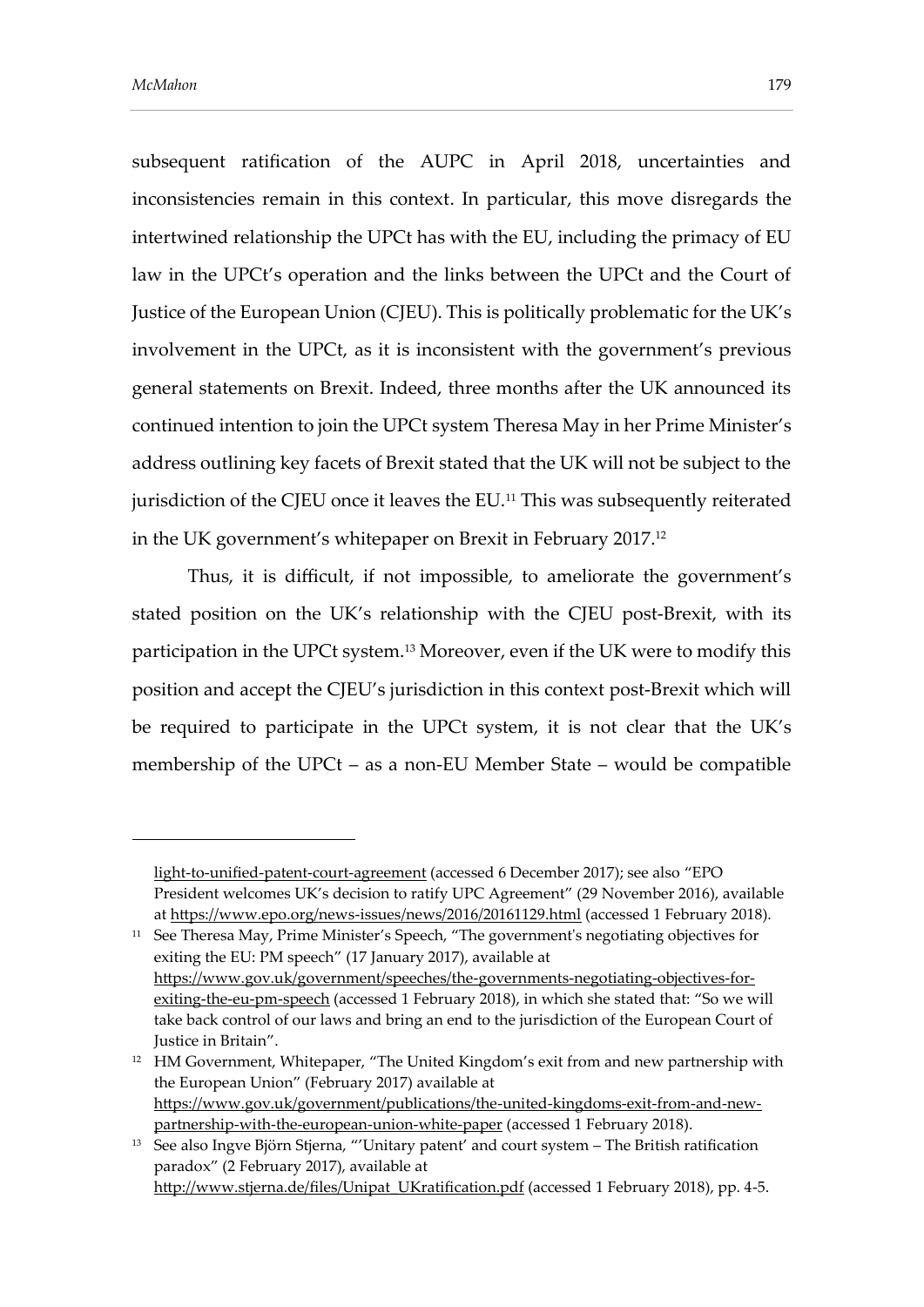subsequent ratification of the AUPC in April 2018, uncertainties and inconsistencies remain in this context. In particular, this move disregards the intertwined relationship the UPCt has with the EU, including the primacy of EU law in the UPCt's operation and the links between the UPCt and the Court of Justice of the European Union (CJEU). This is politically problematic for the UK's involvement in the UPCt, as it is inconsistent with the government's previous general statements on Brexit. Indeed, three months after the UK announced its continued intention to join the UPCt system Theresa May in her Prime Minister's address outlining key facets of Brexit stated that the UK will not be subject to the jurisdiction of the CJEU once it leaves the EU.[11] This was subsequently reiterated in the UK government's whitepaper on Brexit in February 2017.[12]

Thus, it is difficult, if not impossible, to ameliorate the government's stated position on the UK's relationship with the CJEU post-Brexit, with its participation in the UPCt system.[13] Moreover, even if the UK were to modify this position and accept the CJEU's jurisdiction in this context post-Brexit which will be required to participate in the UPCt system, it is not clear that the UK's membership of the UPCt – as a non-EU Member State – would be compatible

---

light-to-unified-patent-court-agreement (accessed 6 December 2017); see also "EPO President welcomes UK's decision to ratify UPC Agreement" (29 November 2016), available at https://www.epo.org/news-issues/news/2016/20161129.html (accessed 1 February 2018).

[11] See Theresa May, Prime Minister's Speech, "The government's negotiating objectives for exiting the EU: PM speech" (17 January 2017), available at https://www.gov.uk/government/speeches/the-governments-negotiating-objectives-for-exiting-the-eu-pm-speech (accessed 1 February 2018), in which she stated that: "So we will take back control of our laws and bring an end to the jurisdiction of the European Court of Justice in Britain".

[12] HM Government, Whitepaper, "The United Kingdom's exit from and new partnership with the European Union" (February 2017) available at https://www.gov.uk/government/publications/the-united-kingdoms-exit-from-and-new-partnership-with-the-european-union-white-paper (accessed 1 February 2018).

[13] See also Ingve Björn Stjerna, "'Unitary patent' and court system – The British ratification paradox" (2 February 2017), available at http://www.stjerna.de/files/Unipat_UKratification.pdf (accessed 1 February 2018), pp. 4-5.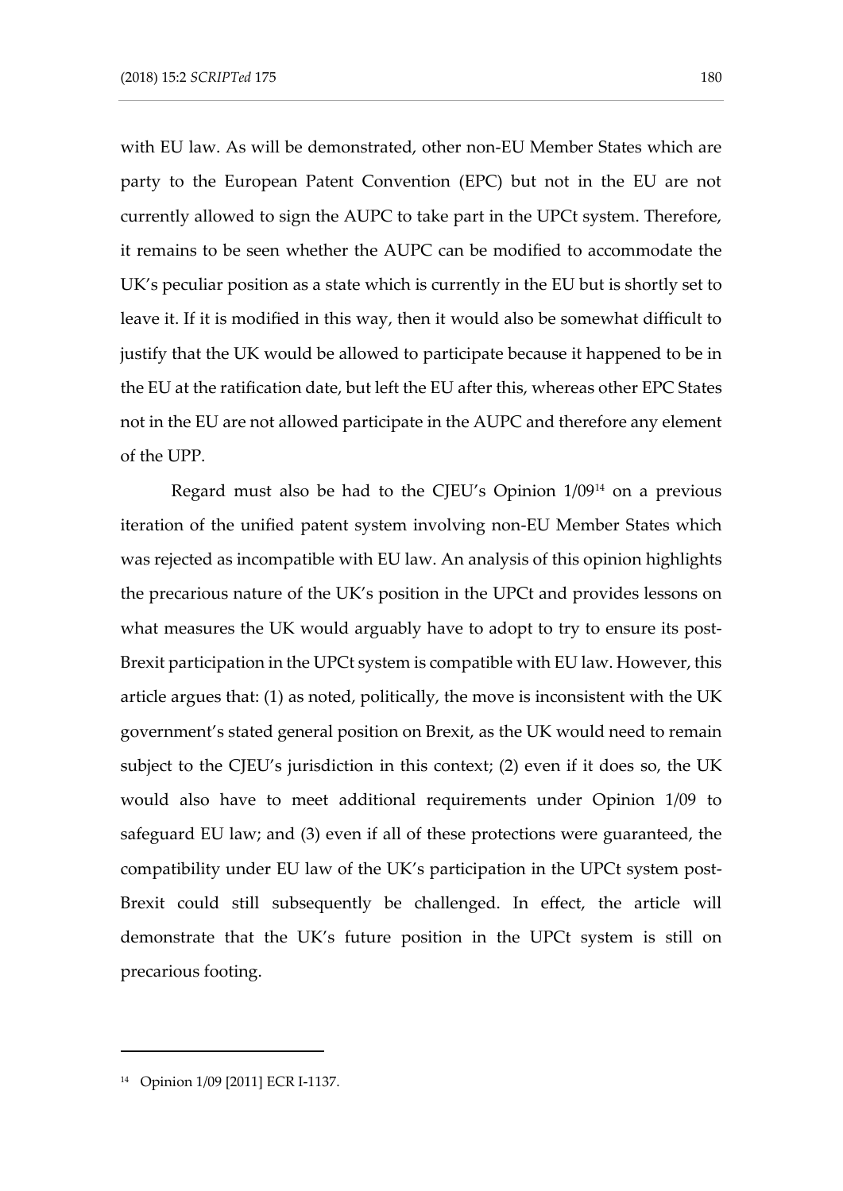with EU law. As will be demonstrated, other non-EU Member States which are party to the European Patent Convention (EPC) but not in the EU are not currently allowed to sign the AUPC to take part in the UPCt system. Therefore, it remains to be seen whether the AUPC can be modified to accommodate the UK's peculiar position as a state which is currently in the EU but is shortly set to leave it. If it is modified in this way, then it would also be somewhat difficult to justify that the UK would be allowed to participate because it happened to be in the EU at the ratification date, but left the EU after this, whereas other EPC States not in the EU are not allowed participate in the AUPC and therefore any element of the UPP.

Regard must also be had to the CJEU's Opinion 1/09[14] on a previous iteration of the unified patent system involving non-EU Member States which was rejected as incompatible with EU law. An analysis of this opinion highlights the precarious nature of the UK's position in the UPCt and provides lessons on what measures the UK would arguably have to adopt to try to ensure its post-Brexit participation in the UPCt system is compatible with EU law. However, this article argues that: (1) as noted, politically, the move is inconsistent with the UK government's stated general position on Brexit, as the UK would need to remain subject to the CJEU's jurisdiction in this context; (2) even if it does so, the UK would also have to meet additional requirements under Opinion 1/09 to safeguard EU law; and (3) even if all of these protections were guaranteed, the compatibility under EU law of the UK's participation in the UPCt system post-Brexit could still subsequently be challenged. In effect, the article will demonstrate that the UK's future position in the UPCt system is still on precarious footing.

---

[14] Opinion 1/09 [2011] ECR I-1137.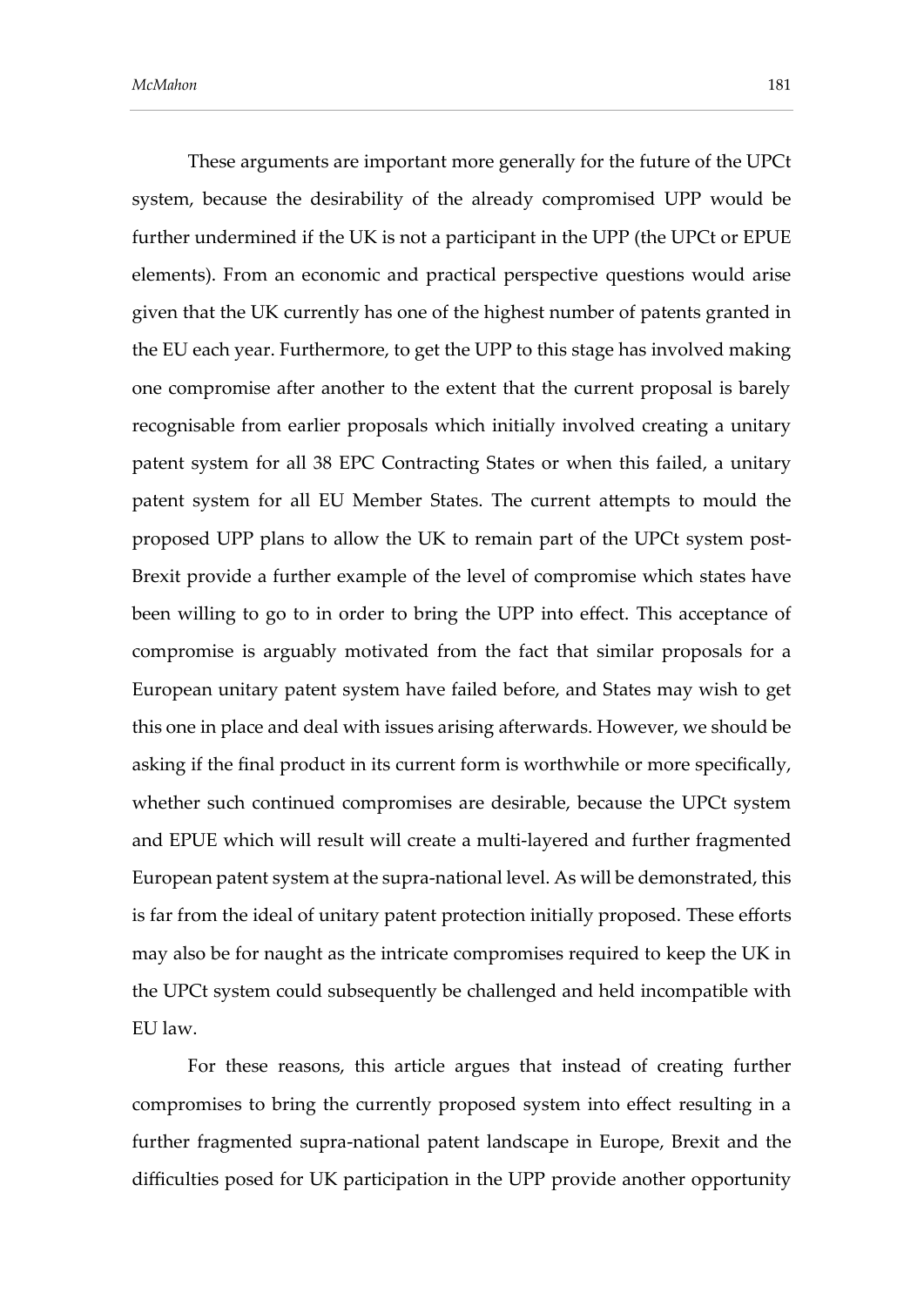These arguments are important more generally for the future of the UPCt system, because the desirability of the already compromised UPP would be further undermined if the UK is not a participant in the UPP (the UPCt or EPUE elements). From an economic and practical perspective questions would arise given that the UK currently has one of the highest number of patents granted in the EU each year. Furthermore, to get the UPP to this stage has involved making one compromise after another to the extent that the current proposal is barely recognisable from earlier proposals which initially involved creating a unitary patent system for all 38 EPC Contracting States or when this failed, a unitary patent system for all EU Member States. The current attempts to mould the proposed UPP plans to allow the UK to remain part of the UPCt system post-Brexit provide a further example of the level of compromise which states have been willing to go to in order to bring the UPP into effect. This acceptance of compromise is arguably motivated from the fact that similar proposals for a European unitary patent system have failed before, and States may wish to get this one in place and deal with issues arising afterwards. However, we should be asking if the final product in its current form is worthwhile or more specifically, whether such continued compromises are desirable, because the UPCt system and EPUE which will result will create a multi-layered and further fragmented European patent system at the supra-national level. As will be demonstrated, this is far from the ideal of unitary patent protection initially proposed. These efforts may also be for naught as the intricate compromises required to keep the UK in the UPCt system could subsequently be challenged and held incompatible with EU law.

For these reasons, this article argues that instead of creating further compromises to bring the currently proposed system into effect resulting in a further fragmented supra-national patent landscape in Europe, Brexit and the difficulties posed for UK participation in the UPP provide another opportunity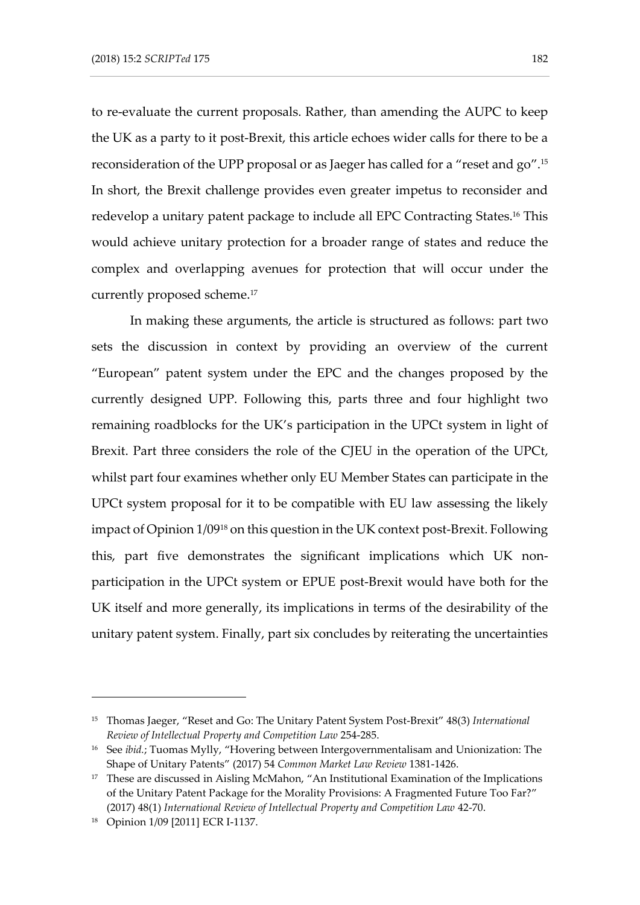to re-evaluate the current proposals. Rather, than amending the AUPC to keep the UK as a party to it post-Brexit, this article echoes wider calls for there to be a reconsideration of the UPP proposal or as Jaeger has called for a "reset and go".[15] In short, the Brexit challenge provides even greater impetus to reconsider and redevelop a unitary patent package to include all EPC Contracting States.[16] This would achieve unitary protection for a broader range of states and reduce the complex and overlapping avenues for protection that will occur under the currently proposed scheme.[17]

In making these arguments, the article is structured as follows: part two sets the discussion in context by providing an overview of the current "European" patent system under the EPC and the changes proposed by the currently designed UPP. Following this, parts three and four highlight two remaining roadblocks for the UK's participation in the UPCt system in light of Brexit. Part three considers the role of the CJEU in the operation of the UPCt, whilst part four examines whether only EU Member States can participate in the UPCt system proposal for it to be compatible with EU law assessing the likely impact of Opinion 1/09[18] on this question in the UK context post-Brexit. Following this, part five demonstrates the significant implications which UK non-participation in the UPCt system or EPUE post-Brexit would have both for the UK itself and more generally, its implications in terms of the desirability of the unitary patent system. Finally, part six concludes by reiterating the uncertainties

---

[15] Thomas Jaeger, "Reset and Go: The Unitary Patent System Post-Brexit" 48(3) *International Review of Intellectual Property and Competition Law* 254-285.

[16] See *ibid.*; Tuomas Mylly, "Hovering between Intergovernmentalisam and Unionization: The Shape of Unitary Patents" (2017) 54 *Common Market Law Review* 1381-1426.

[17] These are discussed in Aisling McMahon, "An Institutional Examination of the Implications of the Unitary Patent Package for the Morality Provisions: A Fragmented Future Too Far?" (2017) 48(1) *International Review of Intellectual Property and Competition Law* 42-70.

[18] Opinion 1/09 [2011] ECR I-1137.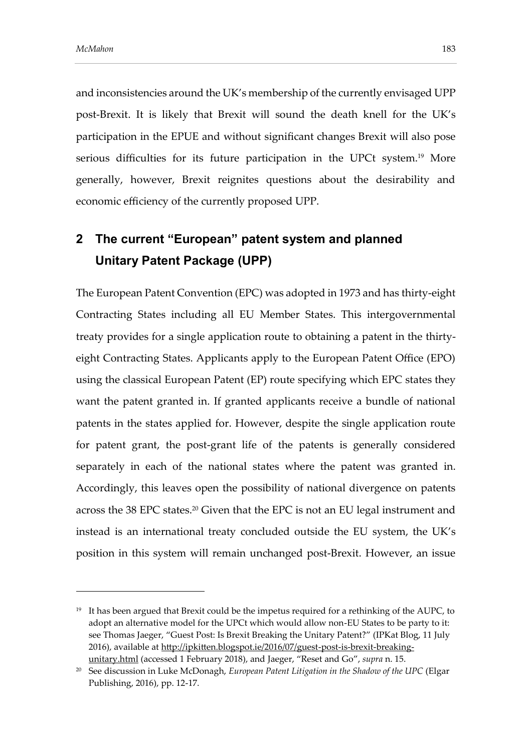and inconsistencies around the UK's membership of the currently envisaged UPP post-Brexit. It is likely that Brexit will sound the death knell for the UK's participation in the EPUE and without significant changes Brexit will also pose serious difficulties for its future participation in the UPCt system.[19] More generally, however, Brexit reignites questions about the desirability and economic efficiency of the currently proposed UPP.

## 2 The current "European" patent system and planned Unitary Patent Package (UPP)

The European Patent Convention (EPC) was adopted in 1973 and has thirty-eight Contracting States including all EU Member States. This intergovernmental treaty provides for a single application route to obtaining a patent in the thirty-eight Contracting States. Applicants apply to the European Patent Office (EPO) using the classical European Patent (EP) route specifying which EPC states they want the patent granted in. If granted applicants receive a bundle of national patents in the states applied for. However, despite the single application route for patent grant, the post-grant life of the patents is generally considered separately in each of the national states where the patent was granted in. Accordingly, this leaves open the possibility of national divergence on patents across the 38 EPC states.[20] Given that the EPC is not an EU legal instrument and instead is an international treaty concluded outside the EU system, the UK's position in this system will remain unchanged post-Brexit. However, an issue

---

[19] It has been argued that Brexit could be the impetus required for a rethinking of the AUPC, to adopt an alternative model for the UPCt which would allow non-EU States to be party to it: see Thomas Jaeger, "Guest Post: Is Brexit Breaking the Unitary Patent?" (IPKat Blog, 11 July 2016), available at http://ipkitten.blogspot.ie/2016/07/guest-post-is-brexit-breaking-unitary.html (accessed 1 February 2018), and Jaeger, "Reset and Go", *supra* n. 15.

[20] See discussion in Luke McDonagh, *European Patent Litigation in the Shadow of the UPC* (Elgar Publishing, 2016), pp. 12-17.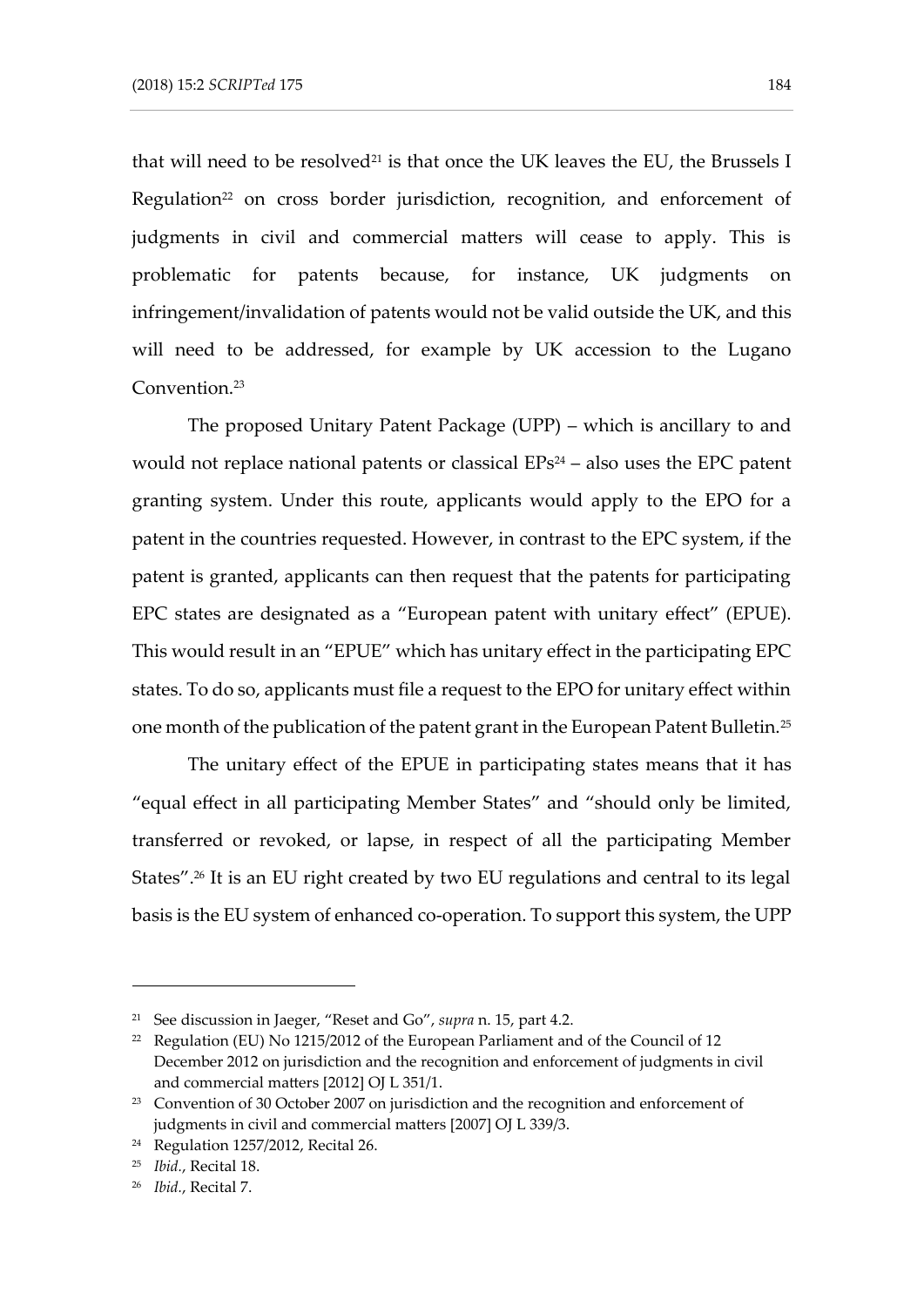that will need to be resolved[21] is that once the UK leaves the EU, the Brussels I Regulation[22] on cross border jurisdiction, recognition, and enforcement of judgments in civil and commercial matters will cease to apply. This is problematic for patents because, for instance, UK judgments on infringement/invalidation of patents would not be valid outside the UK, and this will need to be addressed, for example by UK accession to the Lugano Convention.[23]

The proposed Unitary Patent Package (UPP) – which is ancillary to and would not replace national patents or classical EPs[24] – also uses the EPC patent granting system. Under this route, applicants would apply to the EPO for a patent in the countries requested. However, in contrast to the EPC system, if the patent is granted, applicants can then request that the patents for participating EPC states are designated as a "European patent with unitary effect" (EPUE). This would result in an "EPUE" which has unitary effect in the participating EPC states. To do so, applicants must file a request to the EPO for unitary effect within one month of the publication of the patent grant in the European Patent Bulletin.[25]

The unitary effect of the EPUE in participating states means that it has "equal effect in all participating Member States" and "should only be limited, transferred or revoked, or lapse, in respect of all the participating Member States".[26] It is an EU right created by two EU regulations and central to its legal basis is the EU system of enhanced co-operation. To support this system, the UPP

---

[21] See discussion in Jaeger, "Reset and Go", *supra* n. 15, part 4.2.

[22] Regulation (EU) No 1215/2012 of the European Parliament and of the Council of 12 December 2012 on jurisdiction and the recognition and enforcement of judgments in civil and commercial matters [2012] OJ L 351/1.

[23] Convention of 30 October 2007 on jurisdiction and the recognition and enforcement of judgments in civil and commercial matters [2007] OJ L 339/3.

[24] Regulation 1257/2012, Recital 26.

[25] *Ibid.*, Recital 18.

[26] *Ibid.*, Recital 7.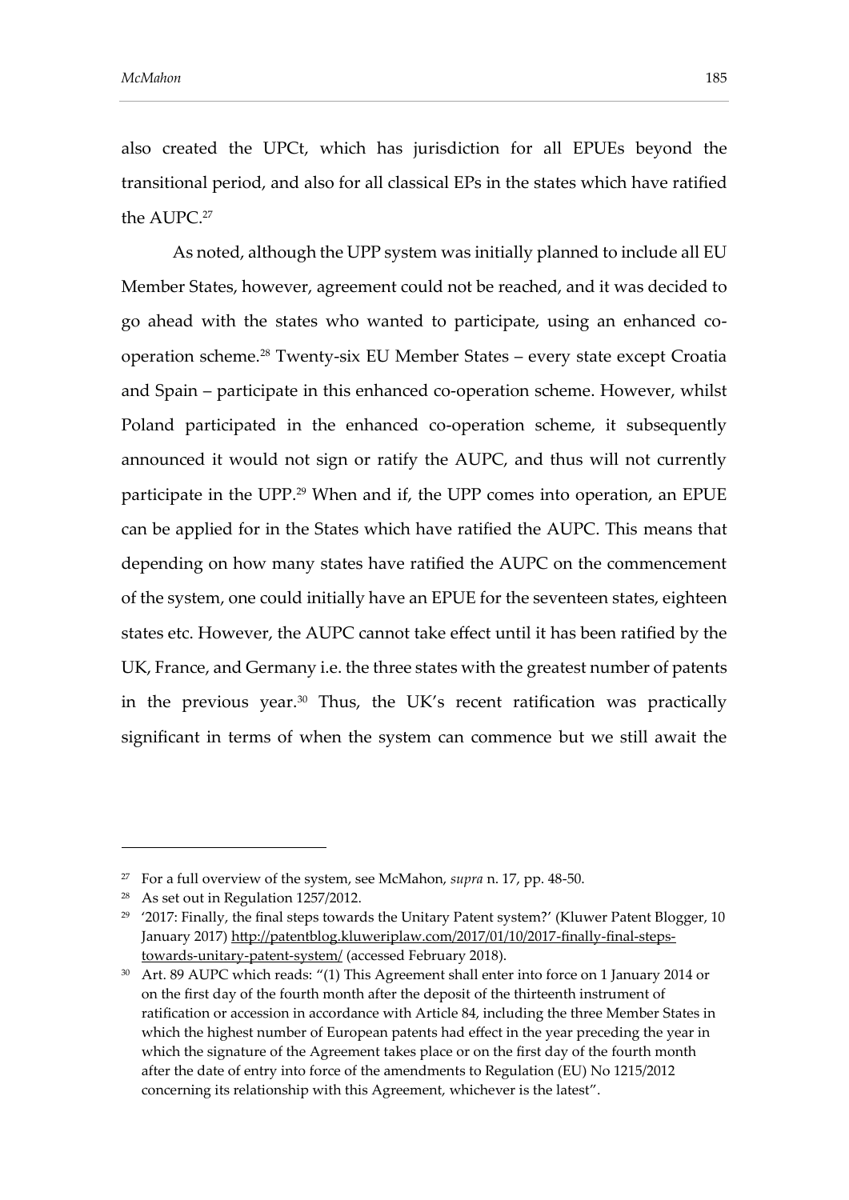also created the UPCt, which has jurisdiction for all EPUEs beyond the transitional period, and also for all classical EPs in the states which have ratified the AUPC.[27]

As noted, although the UPP system was initially planned to include all EU Member States, however, agreement could not be reached, and it was decided to go ahead with the states who wanted to participate, using an enhanced co-operation scheme.[28] Twenty-six EU Member States – every state except Croatia and Spain – participate in this enhanced co-operation scheme. However, whilst Poland participated in the enhanced co-operation scheme, it subsequently announced it would not sign or ratify the AUPC, and thus will not currently participate in the UPP.[29] When and if, the UPP comes into operation, an EPUE can be applied for in the States which have ratified the AUPC. This means that depending on how many states have ratified the AUPC on the commencement of the system, one could initially have an EPUE for the seventeen states, eighteen states etc. However, the AUPC cannot take effect until it has been ratified by the UK, France, and Germany i.e. the three states with the greatest number of patents in the previous year.[30] Thus, the UK's recent ratification was practically significant in terms of when the system can commence but we still await the

---

[27] For a full overview of the system, see McMahon, *supra* n. 17, pp. 48-50.

[28] As set out in Regulation 1257/2012.

[29] '2017: Finally, the final steps towards the Unitary Patent system?' (Kluwer Patent Blogger, 10 January 2017) http://patentblog.kluweriplaw.com/2017/01/10/2017-finally-final-steps-towards-unitary-patent-system/ (accessed February 2018).

[30] Art. 89 AUPC which reads: "(1) This Agreement shall enter into force on 1 January 2014 or on the first day of the fourth month after the deposit of the thirteenth instrument of ratification or accession in accordance with Article 84, including the three Member States in which the highest number of European patents had effect in the year preceding the year in which the signature of the Agreement takes place or on the first day of the fourth month after the date of entry into force of the amendments to Regulation (EU) No 1215/2012 concerning its relationship with this Agreement, whichever is the latest".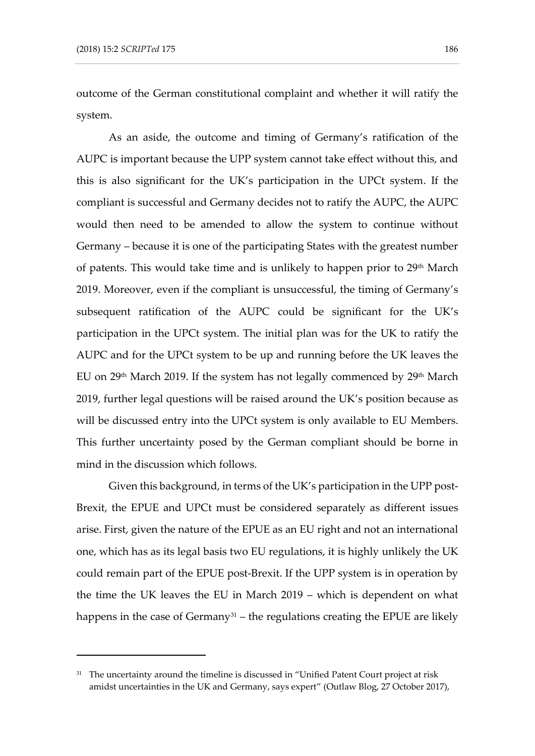outcome of the German constitutional complaint and whether it will ratify the system.

As an aside, the outcome and timing of Germany's ratification of the AUPC is important because the UPP system cannot take effect without this, and this is also significant for the UK's participation in the UPCt system. If the compliant is successful and Germany decides not to ratify the AUPC, the AUPC would then need to be amended to allow the system to continue without Germany – because it is one of the participating States with the greatest number of patents. This would take time and is unlikely to happen prior to 29th March 2019. Moreover, even if the compliant is unsuccessful, the timing of Germany's subsequent ratification of the AUPC could be significant for the UK's participation in the UPCt system. The initial plan was for the UK to ratify the AUPC and for the UPCt system to be up and running before the UK leaves the EU on 29th March 2019. If the system has not legally commenced by 29th March 2019, further legal questions will be raised around the UK's position because as will be discussed entry into the UPCt system is only available to EU Members. This further uncertainty posed by the German compliant should be borne in mind in the discussion which follows.

Given this background, in terms of the UK's participation in the UPP post-Brexit, the EPUE and UPCt must be considered separately as different issues arise. First, given the nature of the EPUE as an EU right and not an international one, which has as its legal basis two EU regulations, it is highly unlikely the UK could remain part of the EPUE post-Brexit. If the UPP system is in operation by the time the UK leaves the EU in March 2019 – which is dependent on what happens in the case of Germany[31] – the regulations creating the EPUE are likely

---

[31] The uncertainty around the timeline is discussed in "Unified Patent Court project at risk amidst uncertainties in the UK and Germany, says expert" (Outlaw Blog, 27 October 2017),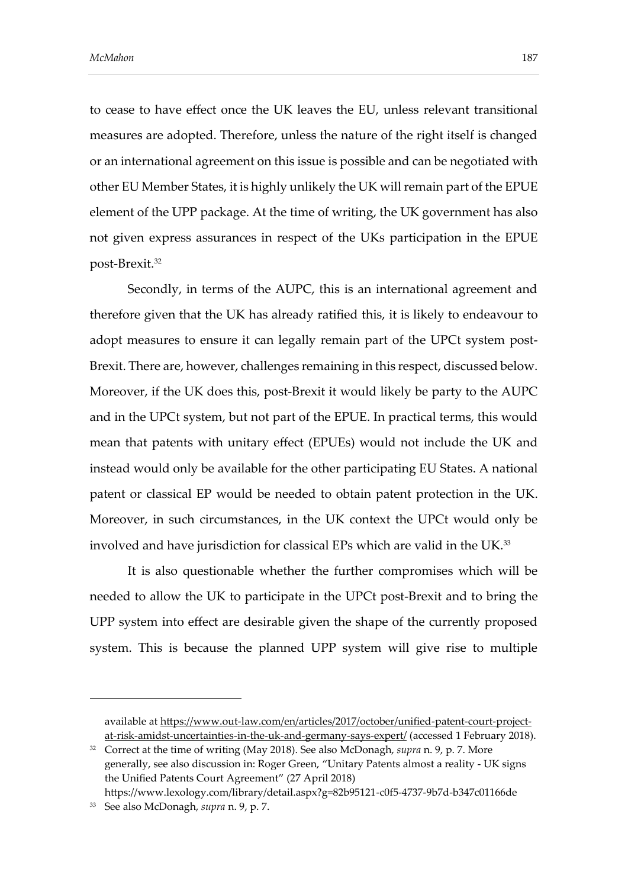to cease to have effect once the UK leaves the EU, unless relevant transitional measures are adopted. Therefore, unless the nature of the right itself is changed or an international agreement on this issue is possible and can be negotiated with other EU Member States, it is highly unlikely the UK will remain part of the EPUE element of the UPP package. At the time of writing, the UK government has also not given express assurances in respect of the UKs participation in the EPUE post-Brexit.[32]

Secondly, in terms of the AUPC, this is an international agreement and therefore given that the UK has already ratified this, it is likely to endeavour to adopt measures to ensure it can legally remain part of the UPCt system post-Brexit. There are, however, challenges remaining in this respect, discussed below. Moreover, if the UK does this, post-Brexit it would likely be party to the AUPC and in the UPCt system, but not part of the EPUE. In practical terms, this would mean that patents with unitary effect (EPUEs) would not include the UK and instead would only be available for the other participating EU States. A national patent or classical EP would be needed to obtain patent protection in the UK. Moreover, in such circumstances, in the UK context the UPCt would only be involved and have jurisdiction for classical EPs which are valid in the UK.[33]

It is also questionable whether the further compromises which will be needed to allow the UK to participate in the UPCt post-Brexit and to bring the UPP system into effect are desirable given the shape of the currently proposed system. This is because the planned UPP system will give rise to multiple

---

available at https://www.out-law.com/en/articles/2017/october/unified-patent-court-project-at-risk-amidst-uncertainties-in-the-uk-and-germany-says-expert/ (accessed 1 February 2018).

[32] Correct at the time of writing (May 2018). See also McDonagh, *supra* n. 9, p. 7. More generally, see also discussion in: Roger Green, "Unitary Patents almost a reality - UK signs the Unified Patents Court Agreement" (27 April 2018) https://www.lexology.com/library/detail.aspx?g=82b95121-c0f5-4737-9b7d-b347c01166de

[33] See also McDonagh, *supra* n. 9, p. 7.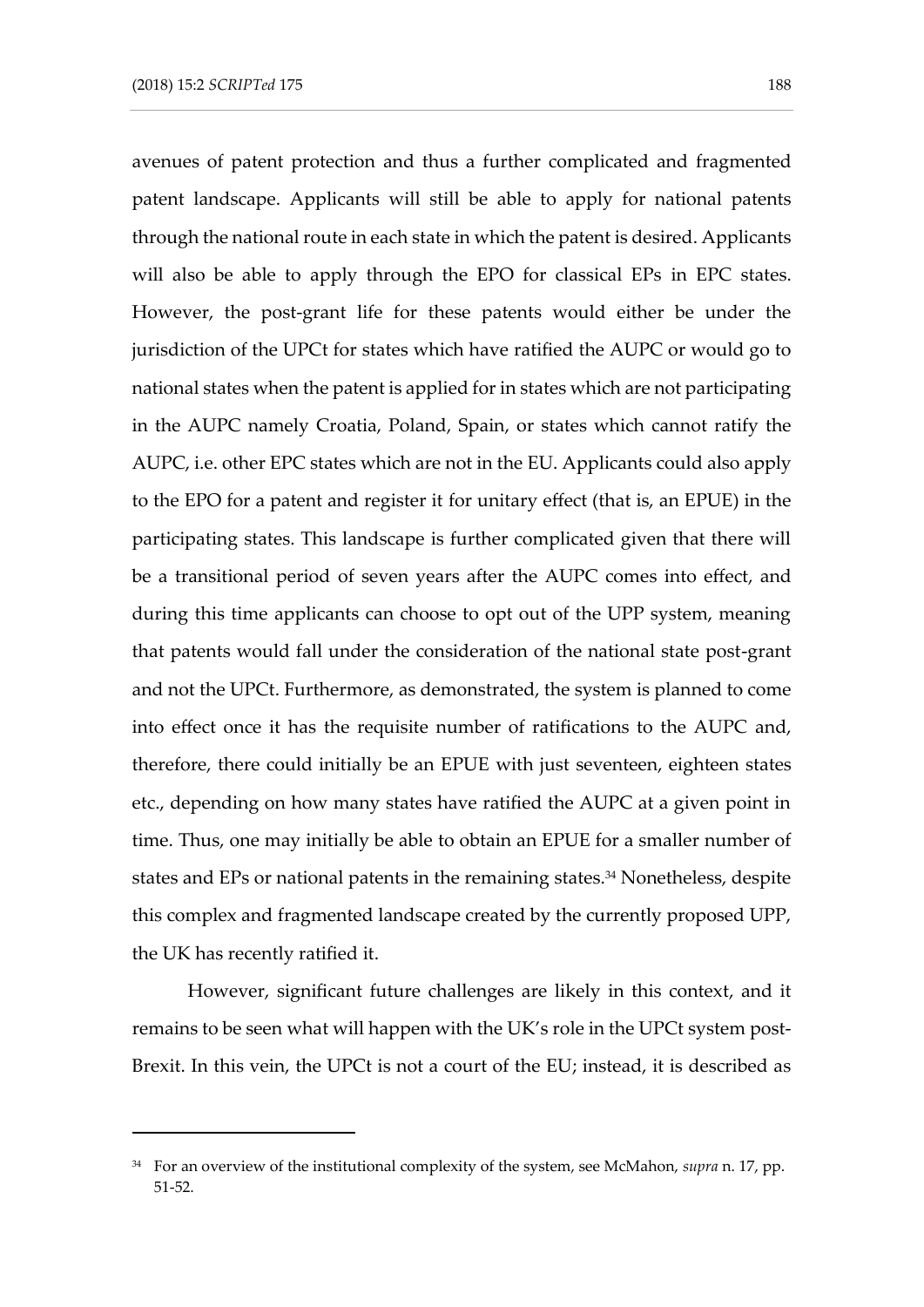avenues of patent protection and thus a further complicated and fragmented patent landscape. Applicants will still be able to apply for national patents through the national route in each state in which the patent is desired. Applicants will also be able to apply through the EPO for classical EPs in EPC states. However, the post-grant life for these patents would either be under the jurisdiction of the UPCt for states which have ratified the AUPC or would go to national states when the patent is applied for in states which are not participating in the AUPC namely Croatia, Poland, Spain, or states which cannot ratify the AUPC, i.e. other EPC states which are not in the EU. Applicants could also apply to the EPO for a patent and register it for unitary effect (that is, an EPUE) in the participating states. This landscape is further complicated given that there will be a transitional period of seven years after the AUPC comes into effect, and during this time applicants can choose to opt out of the UPP system, meaning that patents would fall under the consideration of the national state post-grant and not the UPCt. Furthermore, as demonstrated, the system is planned to come into effect once it has the requisite number of ratifications to the AUPC and, therefore, there could initially be an EPUE with just seventeen, eighteen states etc., depending on how many states have ratified the AUPC at a given point in time. Thus, one may initially be able to obtain an EPUE for a smaller number of states and EPs or national patents in the remaining states.[34] Nonetheless, despite this complex and fragmented landscape created by the currently proposed UPP, the UK has recently ratified it.

However, significant future challenges are likely in this context, and it remains to be seen what will happen with the UK's role in the UPCt system post-Brexit. In this vein, the UPCt is not a court of the EU; instead, it is described as

[34] For an overview of the institutional complexity of the system, see McMahon, *supra* n. 17, pp. 51-52.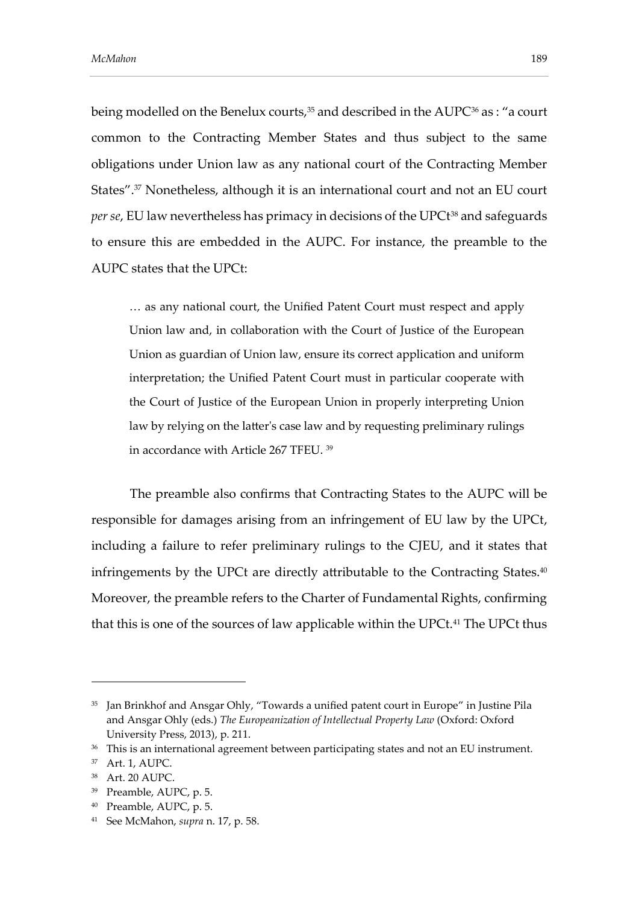being modelled on the Benelux courts,[35] and described in the AUPC[36] as : "a court common to the Contracting Member States and thus subject to the same obligations under Union law as any national court of the Contracting Member States".[37] Nonetheless, although it is an international court and not an EU court *per se*, EU law nevertheless has primacy in decisions of the UPCt[38] and safeguards to ensure this are embedded in the AUPC. For instance, the preamble to the AUPC states that the UPCt:

> … as any national court, the Unified Patent Court must respect and apply Union law and, in collaboration with the Court of Justice of the European Union as guardian of Union law, ensure its correct application and uniform interpretation; the Unified Patent Court must in particular cooperate with the Court of Justice of the European Union in properly interpreting Union law by relying on the latter's case law and by requesting preliminary rulings in accordance with Article 267 TFEU. [39]

The preamble also confirms that Contracting States to the AUPC will be responsible for damages arising from an infringement of EU law by the UPCt, including a failure to refer preliminary rulings to the CJEU, and it states that infringements by the UPCt are directly attributable to the Contracting States.[40] Moreover, the preamble refers to the Charter of Fundamental Rights, confirming that this is one of the sources of law applicable within the UPCt.[41] The UPCt thus

---

[35] Jan Brinkhof and Ansgar Ohly, "Towards a unified patent court in Europe" in Justine Pila and Ansgar Ohly (eds.) *The Europeanization of Intellectual Property Law* (Oxford: Oxford University Press, 2013), p. 211.

[36] This is an international agreement between participating states and not an EU instrument.

[37] Art. 1, AUPC.

[38] Art. 20 AUPC.

[39] Preamble, AUPC, p. 5.

[40] Preamble, AUPC, p. 5.

[41] See McMahon, *supra* n. 17, p. 58.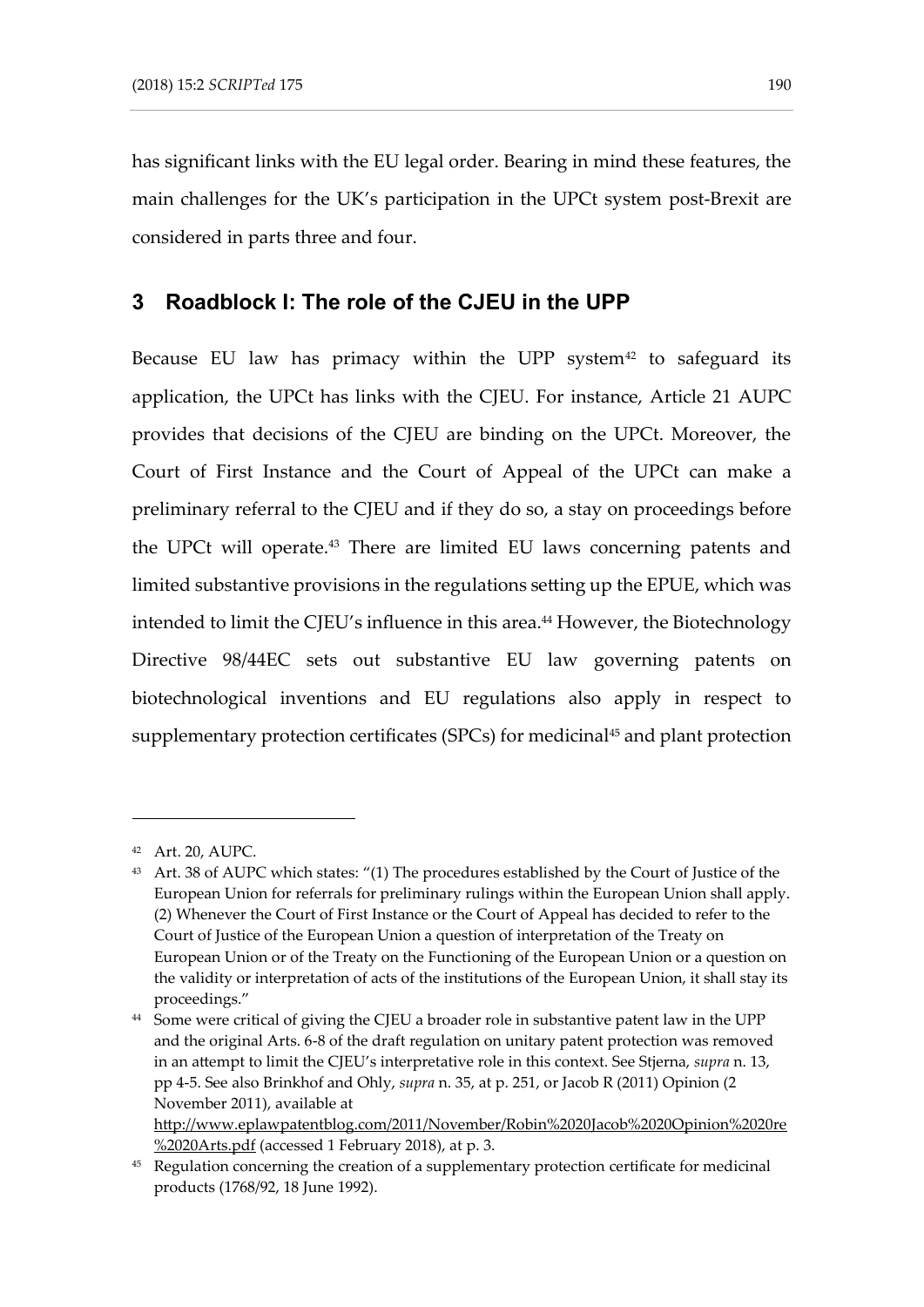has significant links with the EU legal order. Bearing in mind these features, the main challenges for the UK's participation in the UPCt system post-Brexit are considered in parts three and four.

## 3 Roadblock I: The role of the CJEU in the UPP

Because EU law has primacy within the UPP system[42] to safeguard its application, the UPCt has links with the CJEU. For instance, Article 21 AUPC provides that decisions of the CJEU are binding on the UPCt. Moreover, the Court of First Instance and the Court of Appeal of the UPCt can make a preliminary referral to the CJEU and if they do so, a stay on proceedings before the UPCt will operate.[43] There are limited EU laws concerning patents and limited substantive provisions in the regulations setting up the EPUE, which was intended to limit the CJEU's influence in this area.[44] However, the Biotechnology Directive 98/44EC sets out substantive EU law governing patents on biotechnological inventions and EU regulations also apply in respect to supplementary protection certificates (SPCs) for medicinal[45] and plant protection

---

[42] Art. 20, AUPC.

[43] Art. 38 of AUPC which states: "(1) The procedures established by the Court of Justice of the European Union for referrals for preliminary rulings within the European Union shall apply. (2) Whenever the Court of First Instance or the Court of Appeal has decided to refer to the Court of Justice of the European Union a question of interpretation of the Treaty on European Union or of the Treaty on the Functioning of the European Union or a question on the validity or interpretation of acts of the institutions of the European Union, it shall stay its proceedings."

[44] Some were critical of giving the CJEU a broader role in substantive patent law in the UPP and the original Arts. 6-8 of the draft regulation on unitary patent protection was removed in an attempt to limit the CJEU's interpretative role in this context. See Stjerna, *supra* n. 13, pp 4-5. See also Brinkhof and Ohly, *supra* n. 35, at p. 251, or Jacob R (2011) Opinion (2 November 2011), available at http://www.eplawpatentblog.com/2011/November/Robin%20Jacob%20Opinion%20re%20Arts.pdf (accessed 1 February 2018), at p. 3.

[45] Regulation concerning the creation of a supplementary protection certificate for medicinal products (1768/92, 18 June 1992).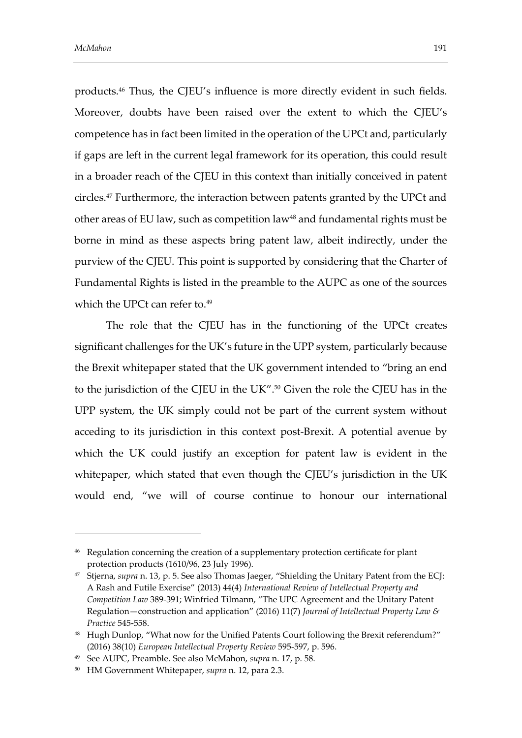products.[46] Thus, the CJEU's influence is more directly evident in such fields. Moreover, doubts have been raised over the extent to which the CJEU's competence has in fact been limited in the operation of the UPCt and, particularly if gaps are left in the current legal framework for its operation, this could result in a broader reach of the CJEU in this context than initially conceived in patent circles.[47] Furthermore, the interaction between patents granted by the UPCt and other areas of EU law, such as competition law[48] and fundamental rights must be borne in mind as these aspects bring patent law, albeit indirectly, under the purview of the CJEU. This point is supported by considering that the Charter of Fundamental Rights is listed in the preamble to the AUPC as one of the sources which the UPCt can refer to.[49]

The role that the CJEU has in the functioning of the UPCt creates significant challenges for the UK's future in the UPP system, particularly because the Brexit whitepaper stated that the UK government intended to "bring an end to the jurisdiction of the CJEU in the UK".[50] Given the role the CJEU has in the UPP system, the UK simply could not be part of the current system without acceding to its jurisdiction in this context post-Brexit. A potential avenue by which the UK could justify an exception for patent law is evident in the whitepaper, which stated that even though the CJEU's jurisdiction in the UK would end, "we will of course continue to honour our international

---

[46] Regulation concerning the creation of a supplementary protection certificate for plant protection products (1610/96, 23 July 1996).

[47] Stjerna, *supra* n. 13, p. 5. See also Thomas Jaeger, "Shielding the Unitary Patent from the ECJ: A Rash and Futile Exercise" (2013) 44(4) *International Review of Intellectual Property and Competition Law* 389-391; Winfried Tilmann, "The UPC Agreement and the Unitary Patent Regulation—construction and application" (2016) 11(7) *Journal of Intellectual Property Law & Practice* 545-558.

[48] Hugh Dunlop, "What now for the Unified Patents Court following the Brexit referendum?" (2016) 38(10) *European Intellectual Property Review* 595-597, p. 596.

[49] See AUPC, Preamble. See also McMahon, *supra* n. 17, p. 58.

[50] HM Government Whitepaper, *supra* n. 12, para 2.3.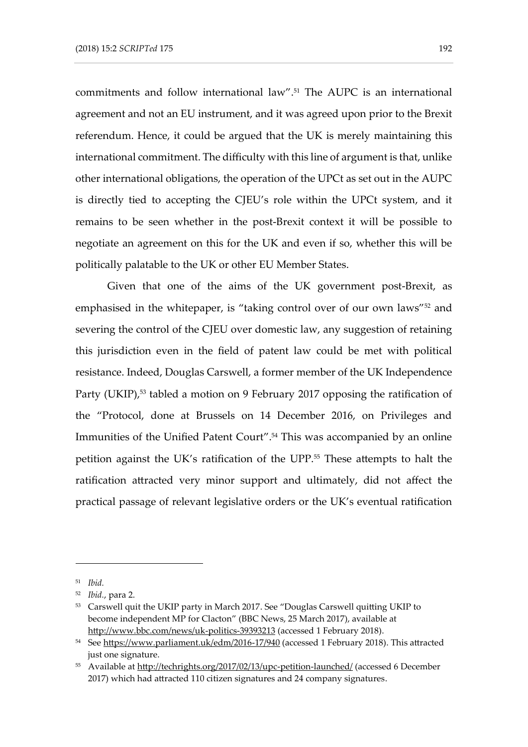commitments and follow international law".[51] The AUPC is an international agreement and not an EU instrument, and it was agreed upon prior to the Brexit referendum. Hence, it could be argued that the UK is merely maintaining this international commitment. The difficulty with this line of argument is that, unlike other international obligations, the operation of the UPCt as set out in the AUPC is directly tied to accepting the CJEU's role within the UPCt system, and it remains to be seen whether in the post-Brexit context it will be possible to negotiate an agreement on this for the UK and even if so, whether this will be politically palatable to the UK or other EU Member States.

Given that one of the aims of the UK government post-Brexit, as emphasised in the whitepaper, is "taking control over of our own laws"[52] and severing the control of the CJEU over domestic law, any suggestion of retaining this jurisdiction even in the field of patent law could be met with political resistance. Indeed, Douglas Carswell, a former member of the UK Independence Party (UKIP),[53] tabled a motion on 9 February 2017 opposing the ratification of the "Protocol, done at Brussels on 14 December 2016, on Privileges and Immunities of the Unified Patent Court".[54] This was accompanied by an online petition against the UK's ratification of the UPP.[55] These attempts to halt the ratification attracted very minor support and ultimately, did not affect the practical passage of relevant legislative orders or the UK's eventual ratification

---

[51] *Ibid.*

[52] *Ibid.*, para 2.

[53] Carswell quit the UKIP party in March 2017. See "Douglas Carswell quitting UKIP to become independent MP for Clacton" (BBC News, 25 March 2017), available at http://www.bbc.com/news/uk-politics-39393213 (accessed 1 February 2018).

[54] See https://www.parliament.uk/edm/2016-17/940 (accessed 1 February 2018). This attracted just one signature.

[55] Available at http://techrights.org/2017/02/13/upc-petition-launched/ (accessed 6 December 2017) which had attracted 110 citizen signatures and 24 company signatures.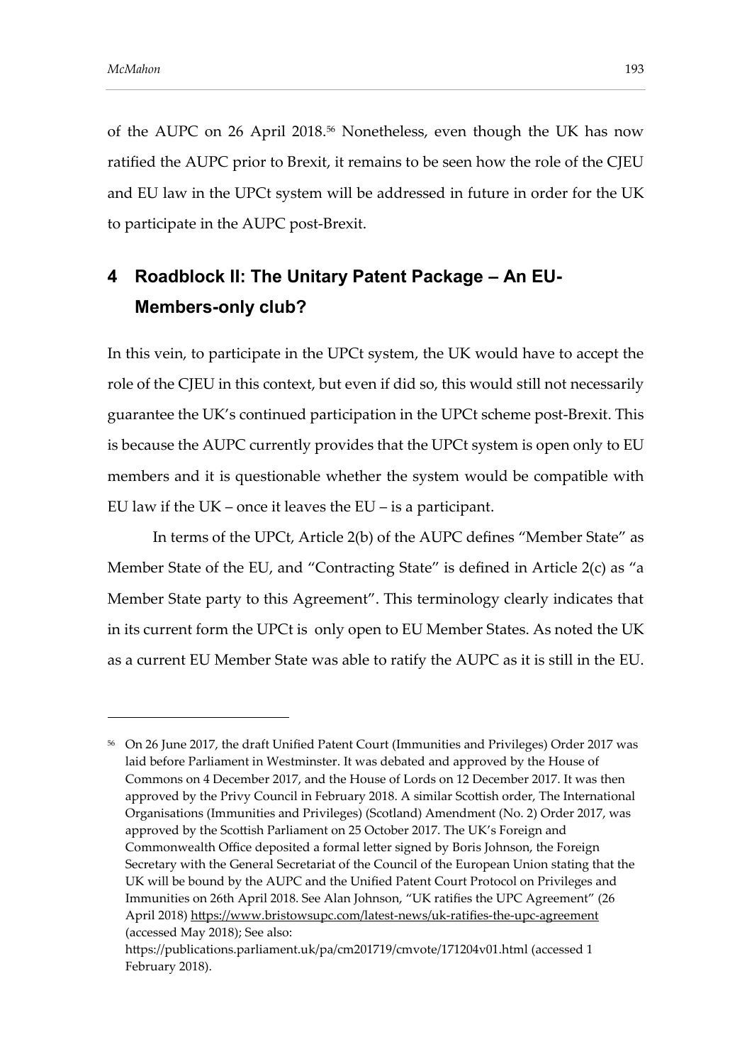of the AUPC on 26 April 2018.[56] Nonetheless, even though the UK has now ratified the AUPC prior to Brexit, it remains to be seen how the role of the CJEU and EU law in the UPCt system will be addressed in future in order for the UK to participate in the AUPC post-Brexit.

## 4 Roadblock II: The Unitary Patent Package – An EU-Members-only club?

In this vein, to participate in the UPCt system, the UK would have to accept the role of the CJEU in this context, but even if did so, this would still not necessarily guarantee the UK's continued participation in the UPCt scheme post-Brexit. This is because the AUPC currently provides that the UPCt system is open only to EU members and it is questionable whether the system would be compatible with EU law if the UK – once it leaves the EU – is a participant.

In terms of the UPCt, Article 2(b) of the AUPC defines "Member State" as Member State of the EU, and "Contracting State" is defined in Article 2(c) as "a Member State party to this Agreement". This terminology clearly indicates that in its current form the UPCt is only open to EU Member States. As noted the UK as a current EU Member State was able to ratify the AUPC as it is still in the EU.

---

[56] On 26 June 2017, the draft Unified Patent Court (Immunities and Privileges) Order 2017 was laid before Parliament in Westminster. It was debated and approved by the House of Commons on 4 December 2017, and the House of Lords on 12 December 2017. It was then approved by the Privy Council in February 2018. A similar Scottish order, The International Organisations (Immunities and Privileges) (Scotland) Amendment (No. 2) Order 2017, was approved by the Scottish Parliament on 25 October 2017. The UK's Foreign and Commonwealth Office deposited a formal letter signed by Boris Johnson, the Foreign Secretary with the General Secretariat of the Council of the European Union stating that the UK will be bound by the AUPC and the Unified Patent Court Protocol on Privileges and Immunities on 26th April 2018. See Alan Johnson, "UK ratifies the UPC Agreement" (26 April 2018) https://www.bristowsupc.com/latest-news/uk-ratifies-the-upc-agreement (accessed May 2018); See also: https://publications.parliament.uk/pa/cm201719/cmvote/171204v01.html (accessed 1 February 2018).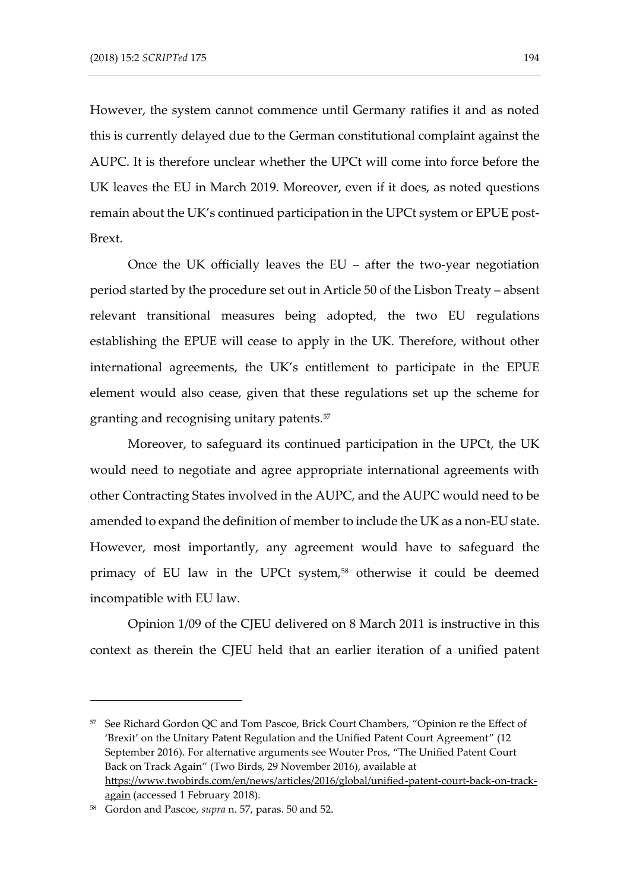However, the system cannot commence until Germany ratifies it and as noted this is currently delayed due to the German constitutional complaint against the AUPC. It is therefore unclear whether the UPCt will come into force before the UK leaves the EU in March 2019. Moreover, even if it does, as noted questions remain about the UK's continued participation in the UPCt system or EPUE post-Brext.

Once the UK officially leaves the EU – after the two-year negotiation period started by the procedure set out in Article 50 of the Lisbon Treaty – absent relevant transitional measures being adopted, the two EU regulations establishing the EPUE will cease to apply in the UK. Therefore, without other international agreements, the UK's entitlement to participate in the EPUE element would also cease, given that these regulations set up the scheme for granting and recognising unitary patents.[57]

Moreover, to safeguard its continued participation in the UPCt, the UK would need to negotiate and agree appropriate international agreements with other Contracting States involved in the AUPC, and the AUPC would need to be amended to expand the definition of member to include the UK as a non-EU state. However, most importantly, any agreement would have to safeguard the primacy of EU law in the UPCt system,[58] otherwise it could be deemed incompatible with EU law.

Opinion 1/09 of the CJEU delivered on 8 March 2011 is instructive in this context as therein the CJEU held that an earlier iteration of a unified patent

---

[57] See Richard Gordon QC and Tom Pascoe, Brick Court Chambers, "Opinion re the Effect of 'Brexit' on the Unitary Patent Regulation and the Unified Patent Court Agreement" (12 September 2016). For alternative arguments see Wouter Pros, "The Unified Patent Court Back on Track Again" (Two Birds, 29 November 2016), available at https://www.twobirds.com/en/news/articles/2016/global/unified-patent-court-back-on-track-again (accessed 1 February 2018).

[58] Gordon and Pascoe, *supra* n. 57, paras. 50 and 52.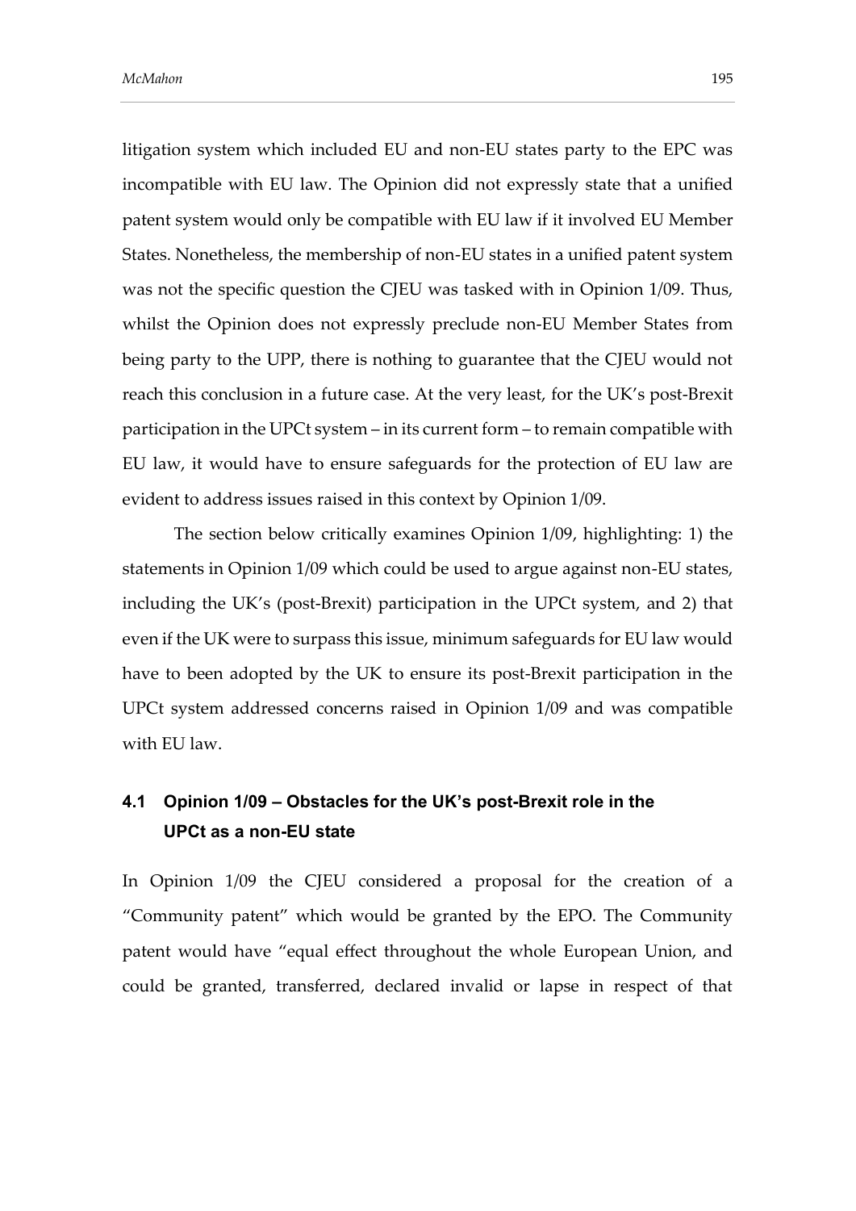litigation system which included EU and non-EU states party to the EPC was incompatible with EU law. The Opinion did not expressly state that a unified patent system would only be compatible with EU law if it involved EU Member States. Nonetheless, the membership of non-EU states in a unified patent system was not the specific question the CJEU was tasked with in Opinion 1/09. Thus, whilst the Opinion does not expressly preclude non-EU Member States from being party to the UPP, there is nothing to guarantee that the CJEU would not reach this conclusion in a future case. At the very least, for the UK's post-Brexit participation in the UPCt system – in its current form – to remain compatible with EU law, it would have to ensure safeguards for the protection of EU law are evident to address issues raised in this context by Opinion 1/09.

The section below critically examines Opinion 1/09, highlighting: 1) the statements in Opinion 1/09 which could be used to argue against non-EU states, including the UK's (post-Brexit) participation in the UPCt system, and 2) that even if the UK were to surpass this issue, minimum safeguards for EU law would have to been adopted by the UK to ensure its post-Brexit participation in the UPCt system addressed concerns raised in Opinion 1/09 and was compatible with EU law.

### 4.1 Opinion 1/09 – Obstacles for the UK's post-Brexit role in the UPCt as a non-EU state

In Opinion 1/09 the CJEU considered a proposal for the creation of a "Community patent" which would be granted by the EPO. The Community patent would have "equal effect throughout the whole European Union, and could be granted, transferred, declared invalid or lapse in respect of that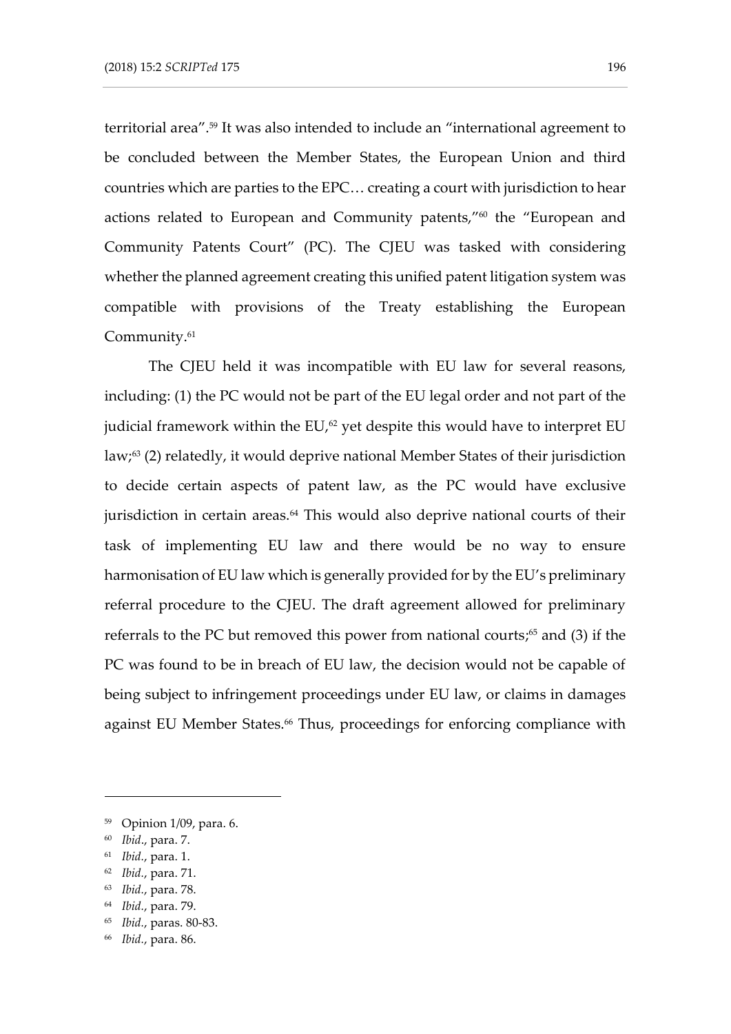territorial area".[59] It was also intended to include an "international agreement to be concluded between the Member States, the European Union and third countries which are parties to the EPC… creating a court with jurisdiction to hear actions related to European and Community patents,"[60] the "European and Community Patents Court" (PC). The CJEU was tasked with considering whether the planned agreement creating this unified patent litigation system was compatible with provisions of the Treaty establishing the European Community.[61]

The CJEU held it was incompatible with EU law for several reasons, including: (1) the PC would not be part of the EU legal order and not part of the judicial framework within the EU,[62] yet despite this would have to interpret EU law;[63] (2) relatedly, it would deprive national Member States of their jurisdiction to decide certain aspects of patent law, as the PC would have exclusive jurisdiction in certain areas.[64] This would also deprive national courts of their task of implementing EU law and there would be no way to ensure harmonisation of EU law which is generally provided for by the EU's preliminary referral procedure to the CJEU. The draft agreement allowed for preliminary referrals to the PC but removed this power from national courts;[65] and (3) if the PC was found to be in breach of EU law, the decision would not be capable of being subject to infringement proceedings under EU law, or claims in damages against EU Member States.[66] Thus, proceedings for enforcing compliance with

---

[59] Opinion 1/09, para. 6.

[60] *Ibid*., para. 7.

[61] *Ibid.*, para. 1.

[62] *Ibid.*, para. 71.

[63] *Ibid.*, para. 78.

[64] *Ibid.*, para. 79.

[65] *Ibid.*, paras. 80-83.

[66] *Ibid.*, para. 86.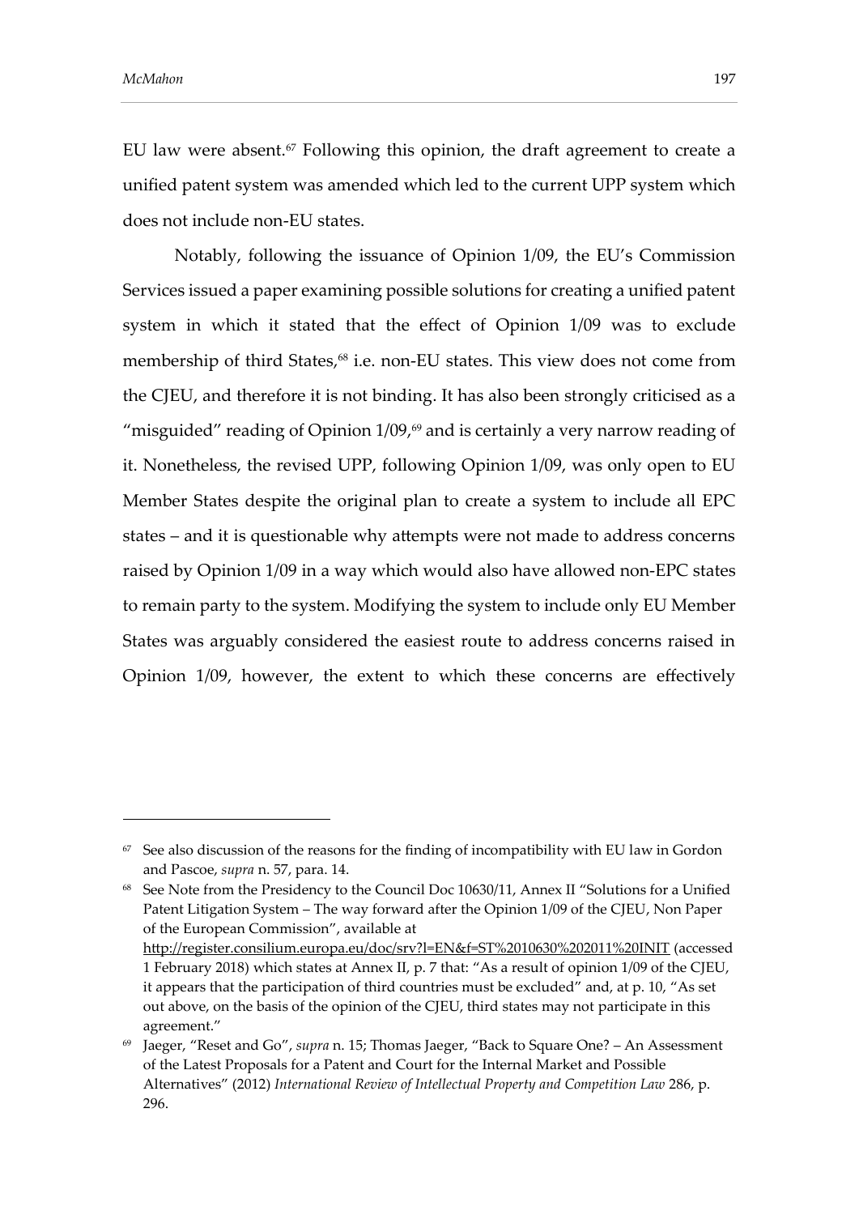EU law were absent.[67] Following this opinion, the draft agreement to create a unified patent system was amended which led to the current UPP system which does not include non-EU states.

Notably, following the issuance of Opinion 1/09, the EU's Commission Services issued a paper examining possible solutions for creating a unified patent system in which it stated that the effect of Opinion 1/09 was to exclude membership of third States,[68] i.e. non-EU states. This view does not come from the CJEU, and therefore it is not binding. It has also been strongly criticised as a "misguided" reading of Opinion 1/09,[69] and is certainly a very narrow reading of it. Nonetheless, the revised UPP, following Opinion 1/09, was only open to EU Member States despite the original plan to create a system to include all EPC states – and it is questionable why attempts were not made to address concerns raised by Opinion 1/09 in a way which would also have allowed non-EPC states to remain party to the system. Modifying the system to include only EU Member States was arguably considered the easiest route to address concerns raised in Opinion 1/09, however, the extent to which these concerns are effectively

---

[67] See also discussion of the reasons for the finding of incompatibility with EU law in Gordon and Pascoe, *supra* n. 57, para. 14.

[68] See Note from the Presidency to the Council Doc 10630/11, Annex II "Solutions for a Unified Patent Litigation System – The way forward after the Opinion 1/09 of the CJEU, Non Paper of the European Commission", available at http://register.consilium.europa.eu/doc/srv?l=EN&f=ST%2010630%202011%20INIT (accessed 1 February 2018) which states at Annex II, p. 7 that: "As a result of opinion 1/09 of the CJEU, it appears that the participation of third countries must be excluded" and, at p. 10, "As set out above, on the basis of the opinion of the CJEU, third states may not participate in this agreement."

[69] Jaeger, "Reset and Go", *supra* n. 15; Thomas Jaeger, "Back to Square One? – An Assessment of the Latest Proposals for a Patent and Court for the Internal Market and Possible Alternatives" (2012) *International Review of Intellectual Property and Competition Law* 286, p. 296.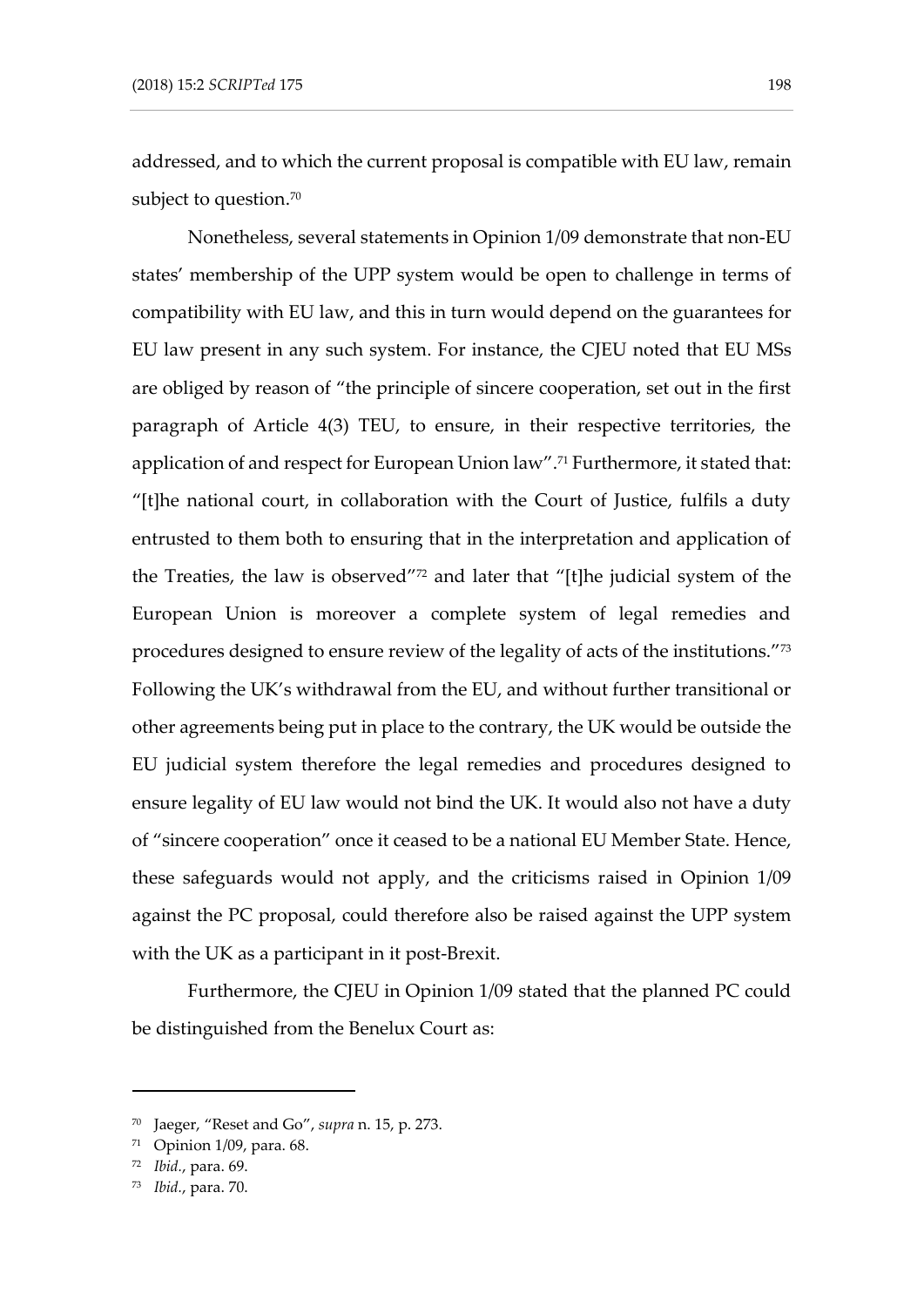addressed, and to which the current proposal is compatible with EU law, remain subject to question.[70]

Nonetheless, several statements in Opinion 1/09 demonstrate that non-EU states' membership of the UPP system would be open to challenge in terms of compatibility with EU law, and this in turn would depend on the guarantees for EU law present in any such system. For instance, the CJEU noted that EU MSs are obliged by reason of "the principle of sincere cooperation, set out in the first paragraph of Article 4(3) TEU, to ensure, in their respective territories, the application of and respect for European Union law".[71] Furthermore, it stated that: "[t]he national court, in collaboration with the Court of Justice, fulfils a duty entrusted to them both to ensuring that in the interpretation and application of the Treaties, the law is observed"[72] and later that "[t]he judicial system of the European Union is moreover a complete system of legal remedies and procedures designed to ensure review of the legality of acts of the institutions."[73] Following the UK's withdrawal from the EU, and without further transitional or other agreements being put in place to the contrary, the UK would be outside the EU judicial system therefore the legal remedies and procedures designed to ensure legality of EU law would not bind the UK. It would also not have a duty of "sincere cooperation" once it ceased to be a national EU Member State. Hence, these safeguards would not apply, and the criticisms raised in Opinion 1/09 against the PC proposal, could therefore also be raised against the UPP system with the UK as a participant in it post-Brexit.

Furthermore, the CJEU in Opinion 1/09 stated that the planned PC could be distinguished from the Benelux Court as:

---

[70] Jaeger, "Reset and Go", *supra* n. 15, p. 273.

[71] Opinion 1/09, para. 68.

[72] *Ibid.*, para. 69.

[73] *Ibid.*, para. 70.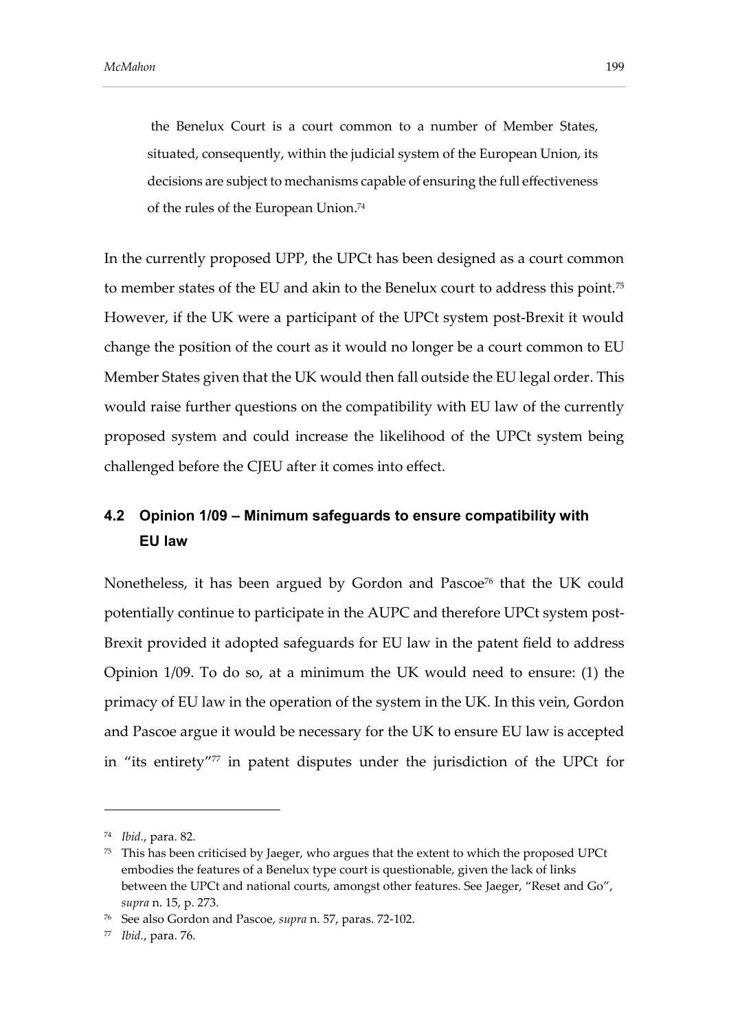the Benelux Court is a court common to a number of Member States, situated, consequently, within the judicial system of the European Union, its decisions are subject to mechanisms capable of ensuring the full effectiveness of the rules of the European Union.[74]

In the currently proposed UPP, the UPCt has been designed as a court common to member states of the EU and akin to the Benelux court to address this point.[75] However, if the UK were a participant of the UPCt system post-Brexit it would change the position of the court as it would no longer be a court common to EU Member States given that the UK would then fall outside the EU legal order. This would raise further questions on the compatibility with EU law of the currently proposed system and could increase the likelihood of the UPCt system being challenged before the CJEU after it comes into effect.

## 4.2 Opinion 1/09 – Minimum safeguards to ensure compatibility with EU law

Nonetheless, it has been argued by Gordon and Pascoe[76] that the UK could potentially continue to participate in the AUPC and therefore UPCt system post-Brexit provided it adopted safeguards for EU law in the patent field to address Opinion 1/09. To do so, at a minimum the UK would need to ensure: (1) the primacy of EU law in the operation of the system in the UK. In this vein, Gordon and Pascoe argue it would be necessary for the UK to ensure EU law is accepted in "its entirety"[77] in patent disputes under the jurisdiction of the UPCt for

---

[74] *Ibid.*, para. 82.

[75] This has been criticised by Jaeger, who argues that the extent to which the proposed UPCt embodies the features of a Benelux type court is questionable, given the lack of links between the UPCt and national courts, amongst other features. See Jaeger, "Reset and Go", *supra* n. 15, p. 273.

[76] See also Gordon and Pascoe, *supra* n. 57, paras. 72-102.

[77] *Ibid.*, para. 76.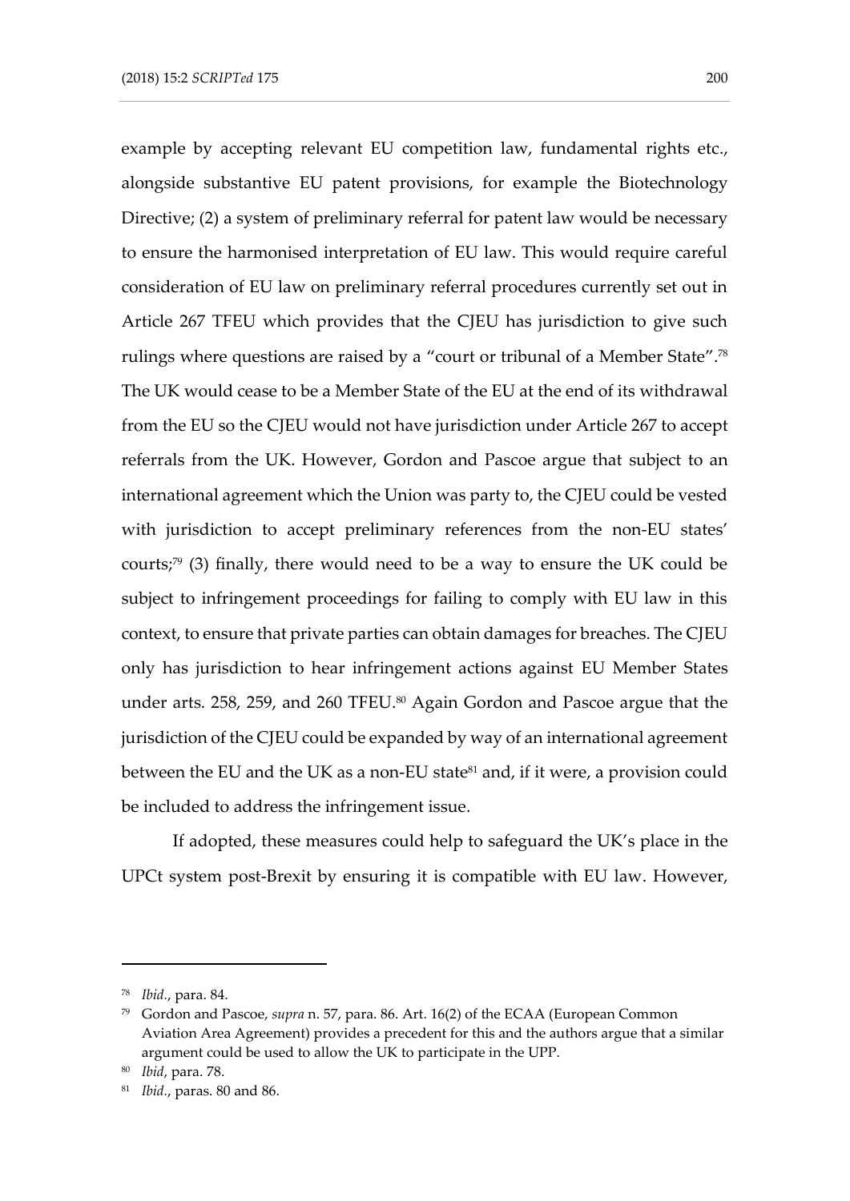example by accepting relevant EU competition law, fundamental rights etc., alongside substantive EU patent provisions, for example the Biotechnology Directive; (2) a system of preliminary referral for patent law would be necessary to ensure the harmonised interpretation of EU law. This would require careful consideration of EU law on preliminary referral procedures currently set out in Article 267 TFEU which provides that the CJEU has jurisdiction to give such rulings where questions are raised by a "court or tribunal of a Member State".[78] The UK would cease to be a Member State of the EU at the end of its withdrawal from the EU so the CJEU would not have jurisdiction under Article 267 to accept referrals from the UK. However, Gordon and Pascoe argue that subject to an international agreement which the Union was party to, the CJEU could be vested with jurisdiction to accept preliminary references from the non-EU states' courts;[79] (3) finally, there would need to be a way to ensure the UK could be subject to infringement proceedings for failing to comply with EU law in this context, to ensure that private parties can obtain damages for breaches. The CJEU only has jurisdiction to hear infringement actions against EU Member States under arts. 258, 259, and 260 TFEU.[80] Again Gordon and Pascoe argue that the jurisdiction of the CJEU could be expanded by way of an international agreement between the EU and the UK as a non-EU state[81] and, if it were, a provision could be included to address the infringement issue.

If adopted, these measures could help to safeguard the UK's place in the UPCt system post-Brexit by ensuring it is compatible with EU law. However,

---

[78] *Ibid.*, para. 84.

[79] Gordon and Pascoe, *supra* n. 57, para. 86. Art. 16(2) of the ECAA (European Common Aviation Area Agreement) provides a precedent for this and the authors argue that a similar argument could be used to allow the UK to participate in the UPP.

[80] *Ibid*, para. 78.

[81] *Ibid.*, paras. 80 and 86.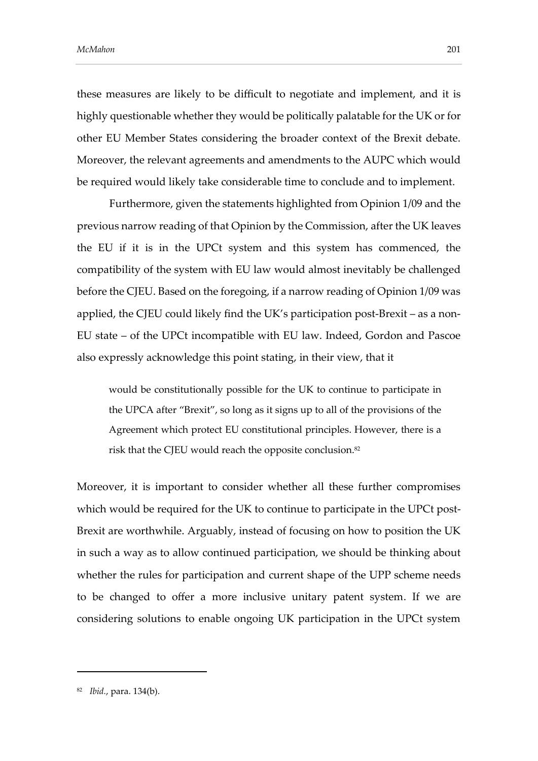these measures are likely to be difficult to negotiate and implement, and it is highly questionable whether they would be politically palatable for the UK or for other EU Member States considering the broader context of the Brexit debate. Moreover, the relevant agreements and amendments to the AUPC which would be required would likely take considerable time to conclude and to implement.

Furthermore, given the statements highlighted from Opinion 1/09 and the previous narrow reading of that Opinion by the Commission, after the UK leaves the EU if it is in the UPCt system and this system has commenced, the compatibility of the system with EU law would almost inevitably be challenged before the CJEU. Based on the foregoing, if a narrow reading of Opinion 1/09 was applied, the CJEU could likely find the UK's participation post-Brexit – as a non-EU state – of the UPCt incompatible with EU law. Indeed, Gordon and Pascoe also expressly acknowledge this point stating, in their view, that it

> would be constitutionally possible for the UK to continue to participate in the UPCA after "Brexit", so long as it signs up to all of the provisions of the Agreement which protect EU constitutional principles. However, there is a risk that the CJEU would reach the opposite conclusion.[82]

Moreover, it is important to consider whether all these further compromises which would be required for the UK to continue to participate in the UPCt post-Brexit are worthwhile. Arguably, instead of focusing on how to position the UK in such a way as to allow continued participation, we should be thinking about whether the rules for participation and current shape of the UPP scheme needs to be changed to offer a more inclusive unitary patent system. If we are considering solutions to enable ongoing UK participation in the UPCt system

---

[82] *Ibid.*, para. 134(b).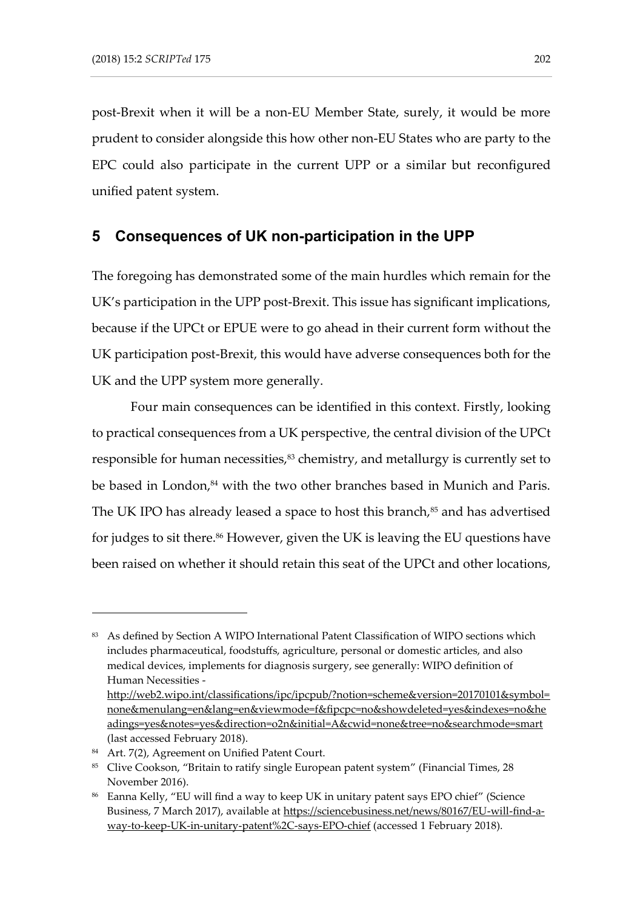post-Brexit when it will be a non-EU Member State, surely, it would be more prudent to consider alongside this how other non-EU States who are party to the EPC could also participate in the current UPP or a similar but reconfigured unified patent system.

## 5 Consequences of UK non-participation in the UPP

The foregoing has demonstrated some of the main hurdles which remain for the UK's participation in the UPP post-Brexit. This issue has significant implications, because if the UPCt or EPUE were to go ahead in their current form without the UK participation post-Brexit, this would have adverse consequences both for the UK and the UPP system more generally.

Four main consequences can be identified in this context. Firstly, looking to practical consequences from a UK perspective, the central division of the UPCt responsible for human necessities,[83] chemistry, and metallurgy is currently set to be based in London,[84] with the two other branches based in Munich and Paris. The UK IPO has already leased a space to host this branch,[85] and has advertised for judges to sit there.[86] However, given the UK is leaving the EU questions have been raised on whether it should retain this seat of the UPCt and other locations,

---

[83] As defined by Section A WIPO International Patent Classification of WIPO sections which includes pharmaceutical, foodstuffs, agriculture, personal or domestic articles, and also medical devices, implements for diagnosis surgery, see generally: WIPO definition of Human Necessities - http://web2.wipo.int/classifications/ipc/ipcpub/?notion=scheme&version=20170101&symbol=none&menulang=en&lang=en&viewmode=f&fipcpc=no&showdeleted=yes&indexes=no&headings=yes&notes=yes&direction=o2n&initial=A&cwid=none&tree=no&searchmode=smart (last accessed February 2018).

[84] Art. 7(2), Agreement on Unified Patent Court.

[85] Clive Cookson, "Britain to ratify single European patent system" (Financial Times, 28 November 2016).

[86] Eanna Kelly, "EU will find a way to keep UK in unitary patent says EPO chief" (Science Business, 7 March 2017), available at https://sciencebusiness.net/news/80167/EU-will-find-a-way-to-keep-UK-in-unitary-patent%2C-says-EPO-chief (accessed 1 February 2018).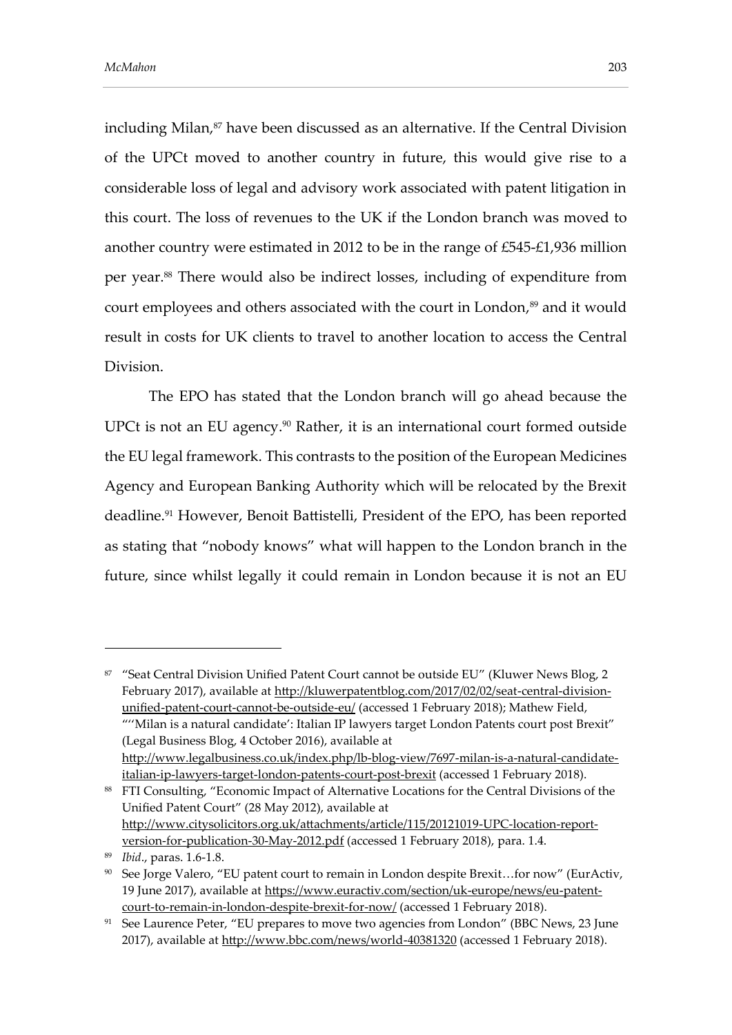including Milan,[87] have been discussed as an alternative. If the Central Division of the UPCt moved to another country in future, this would give rise to a considerable loss of legal and advisory work associated with patent litigation in this court. The loss of revenues to the UK if the London branch was moved to another country were estimated in 2012 to be in the range of £545-£1,936 million per year.[88] There would also be indirect losses, including of expenditure from court employees and others associated with the court in London,[89] and it would result in costs for UK clients to travel to another location to access the Central Division.

The EPO has stated that the London branch will go ahead because the UPCt is not an EU agency.[90] Rather, it is an international court formed outside the EU legal framework. This contrasts to the position of the European Medicines Agency and European Banking Authority which will be relocated by the Brexit deadline.[91] However, Benoit Battistelli, President of the EPO, has been reported as stating that "nobody knows" what will happen to the London branch in the future, since whilst legally it could remain in London because it is not an EU

---

[87] "Seat Central Division Unified Patent Court cannot be outside EU" (Kluwer News Blog, 2 February 2017), available at http://kluwerpatentblog.com/2017/02/02/seat-central-division-unified-patent-court-cannot-be-outside-eu/ (accessed 1 February 2018); Mathew Field, "'Milan is a natural candidate': Italian IP lawyers target London Patents court post Brexit" (Legal Business Blog, 4 October 2016), available at http://www.legalbusiness.co.uk/index.php/lb-blog-view/7697-milan-is-a-natural-candidate-italian-ip-lawyers-target-london-patents-court-post-brexit (accessed 1 February 2018).

[88] FTI Consulting, "Economic Impact of Alternative Locations for the Central Divisions of the Unified Patent Court" (28 May 2012), available at http://www.citysolicitors.org.uk/attachments/article/115/20121019-UPC-location-report-version-for-publication-30-May-2012.pdf (accessed 1 February 2018), para. 1.4.

[89] *Ibid*., paras. 1.6-1.8.

[90] See Jorge Valero, "EU patent court to remain in London despite Brexit…for now" (EurActiv, 19 June 2017), available at https://www.euractiv.com/section/uk-europe/news/eu-patent-court-to-remain-in-london-despite-brexit-for-now/ (accessed 1 February 2018).

[91] See Laurence Peter, "EU prepares to move two agencies from London" (BBC News, 23 June 2017), available at http://www.bbc.com/news/world-40381320 (accessed 1 February 2018).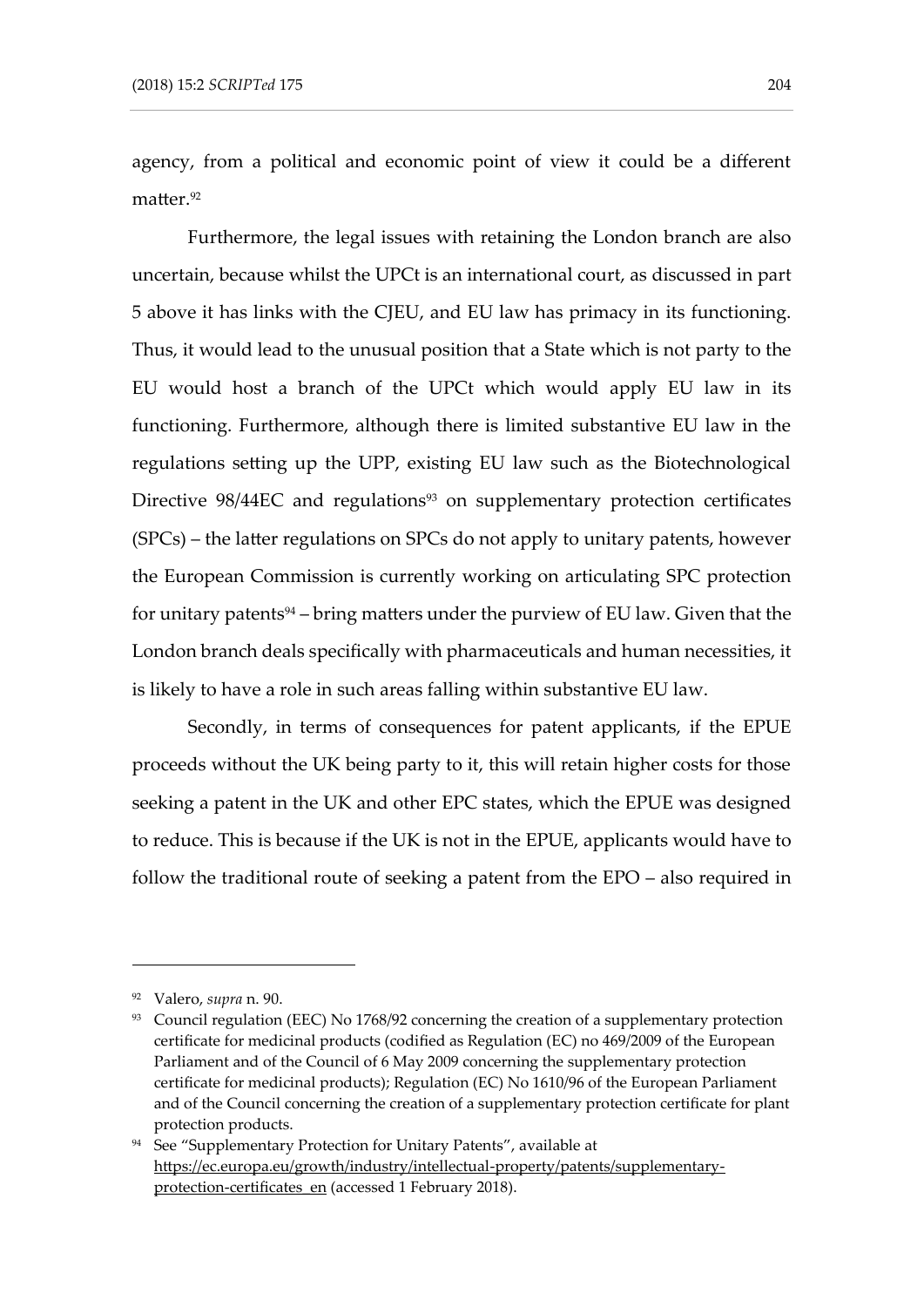agency, from a political and economic point of view it could be a different matter.[92]

Furthermore, the legal issues with retaining the London branch are also uncertain, because whilst the UPCt is an international court, as discussed in part 5 above it has links with the CJEU, and EU law has primacy in its functioning. Thus, it would lead to the unusual position that a State which is not party to the EU would host a branch of the UPCt which would apply EU law in its functioning. Furthermore, although there is limited substantive EU law in the regulations setting up the UPP, existing EU law such as the Biotechnological Directive 98/44EC and regulations[93] on supplementary protection certificates (SPCs) – the latter regulations on SPCs do not apply to unitary patents, however the European Commission is currently working on articulating SPC protection for unitary patents[94] – bring matters under the purview of EU law. Given that the London branch deals specifically with pharmaceuticals and human necessities, it is likely to have a role in such areas falling within substantive EU law.

Secondly, in terms of consequences for patent applicants, if the EPUE proceeds without the UK being party to it, this will retain higher costs for those seeking a patent in the UK and other EPC states, which the EPUE was designed to reduce. This is because if the UK is not in the EPUE, applicants would have to follow the traditional route of seeking a patent from the EPO – also required in

---

[92] Valero, *supra* n. 90.

[93] Council regulation (EEC) No 1768/92 concerning the creation of a supplementary protection certificate for medicinal products (codified as Regulation (EC) no 469/2009 of the European Parliament and of the Council of 6 May 2009 concerning the supplementary protection certificate for medicinal products); Regulation (EC) No 1610/96 of the European Parliament and of the Council concerning the creation of a supplementary protection certificate for plant protection products.

[94] See "Supplementary Protection for Unitary Patents", available at https://ec.europa.eu/growth/industry/intellectual-property/patents/supplementary-protection-certificates_en (accessed 1 February 2018).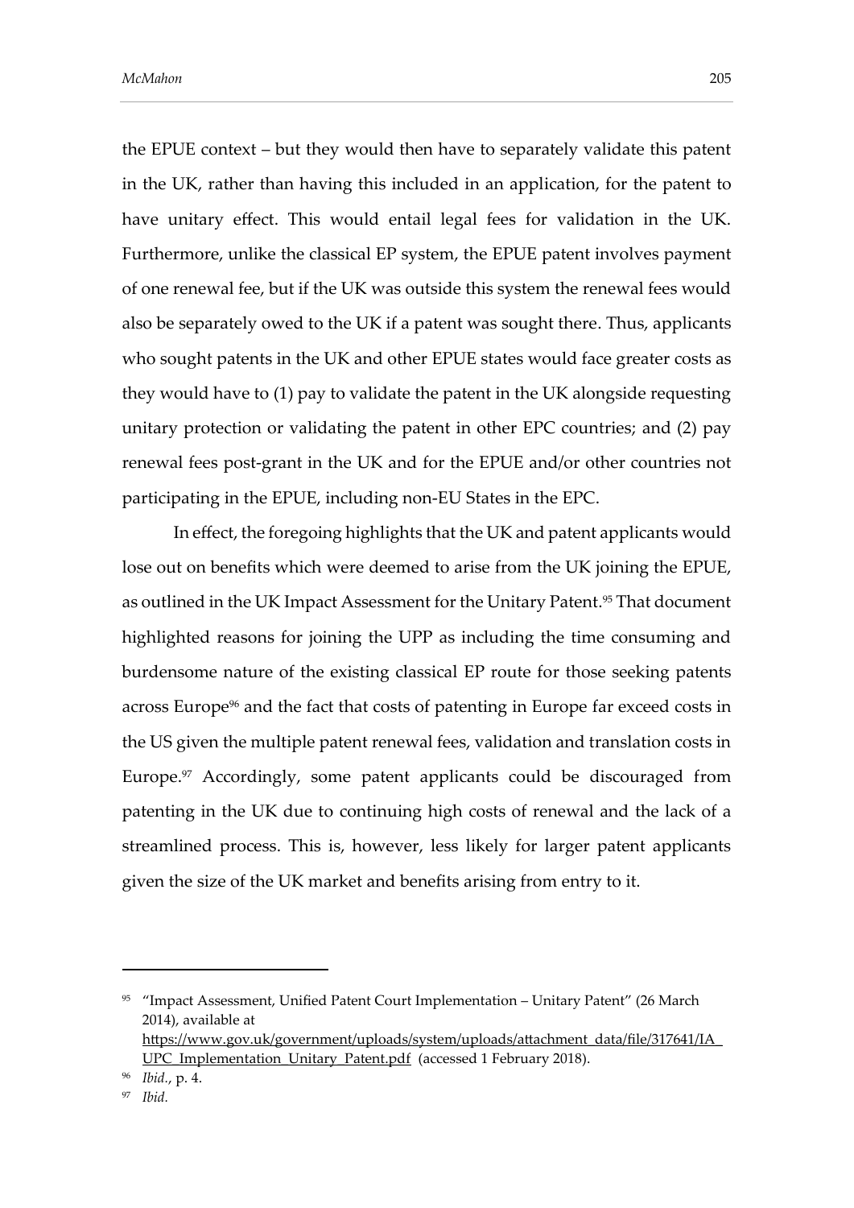the EPUE context – but they would then have to separately validate this patent in the UK, rather than having this included in an application, for the patent to have unitary effect. This would entail legal fees for validation in the UK. Furthermore, unlike the classical EP system, the EPUE patent involves payment of one renewal fee, but if the UK was outside this system the renewal fees would also be separately owed to the UK if a patent was sought there. Thus, applicants who sought patents in the UK and other EPUE states would face greater costs as they would have to (1) pay to validate the patent in the UK alongside requesting unitary protection or validating the patent in other EPC countries; and (2) pay renewal fees post-grant in the UK and for the EPUE and/or other countries not participating in the EPUE, including non-EU States in the EPC.

In effect, the foregoing highlights that the UK and patent applicants would lose out on benefits which were deemed to arise from the UK joining the EPUE, as outlined in the UK Impact Assessment for the Unitary Patent.[95] That document highlighted reasons for joining the UPP as including the time consuming and burdensome nature of the existing classical EP route for those seeking patents across Europe[96] and the fact that costs of patenting in Europe far exceed costs in the US given the multiple patent renewal fees, validation and translation costs in Europe.[97] Accordingly, some patent applicants could be discouraged from patenting in the UK due to continuing high costs of renewal and the lack of a streamlined process. This is, however, less likely for larger patent applicants given the size of the UK market and benefits arising from entry to it.

---

[95] "Impact Assessment, Unified Patent Court Implementation – Unitary Patent" (26 March 2014), available at https://www.gov.uk/government/uploads/system/uploads/attachment_data/file/317641/IA_UPC_Implementation_Unitary_Patent.pdf (accessed 1 February 2018).

[96] *Ibid.*, p. 4.

[97] *Ibid.*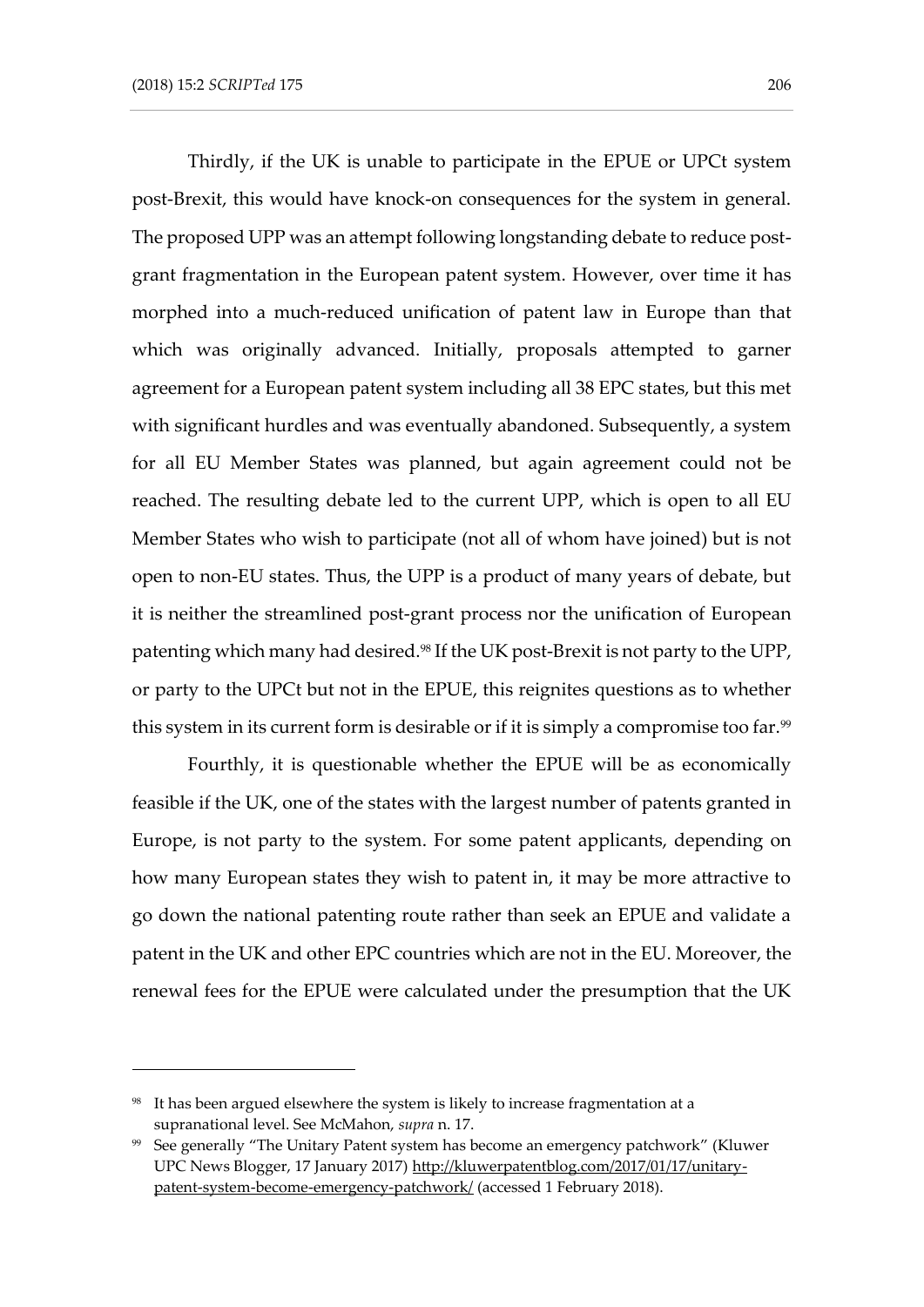Thirdly, if the UK is unable to participate in the EPUE or UPCt system post-Brexit, this would have knock-on consequences for the system in general. The proposed UPP was an attempt following longstanding debate to reduce post-grant fragmentation in the European patent system. However, over time it has morphed into a much-reduced unification of patent law in Europe than that which was originally advanced. Initially, proposals attempted to garner agreement for a European patent system including all 38 EPC states, but this met with significant hurdles and was eventually abandoned. Subsequently, a system for all EU Member States was planned, but again agreement could not be reached. The resulting debate led to the current UPP, which is open to all EU Member States who wish to participate (not all of whom have joined) but is not open to non-EU states. Thus, the UPP is a product of many years of debate, but it is neither the streamlined post-grant process nor the unification of European patenting which many had desired.[98] If the UK post-Brexit is not party to the UPP, or party to the UPCt but not in the EPUE, this reignites questions as to whether this system in its current form is desirable or if it is simply a compromise too far.[99]

Fourthly, it is questionable whether the EPUE will be as economically feasible if the UK, one of the states with the largest number of patents granted in Europe, is not party to the system. For some patent applicants, depending on how many European states they wish to patent in, it may be more attractive to go down the national patenting route rather than seek an EPUE and validate a patent in the UK and other EPC countries which are not in the EU. Moreover, the renewal fees for the EPUE were calculated under the presumption that the UK

---

[98] It has been argued elsewhere the system is likely to increase fragmentation at a supranational level. See McMahon, *supra* n. 17.

[99] See generally "The Unitary Patent system has become an emergency patchwork" (Kluwer UPC News Blogger, 17 January 2017) http://kluwerpatentblog.com/2017/01/17/unitary-patent-system-become-emergency-patchwork/ (accessed 1 February 2018).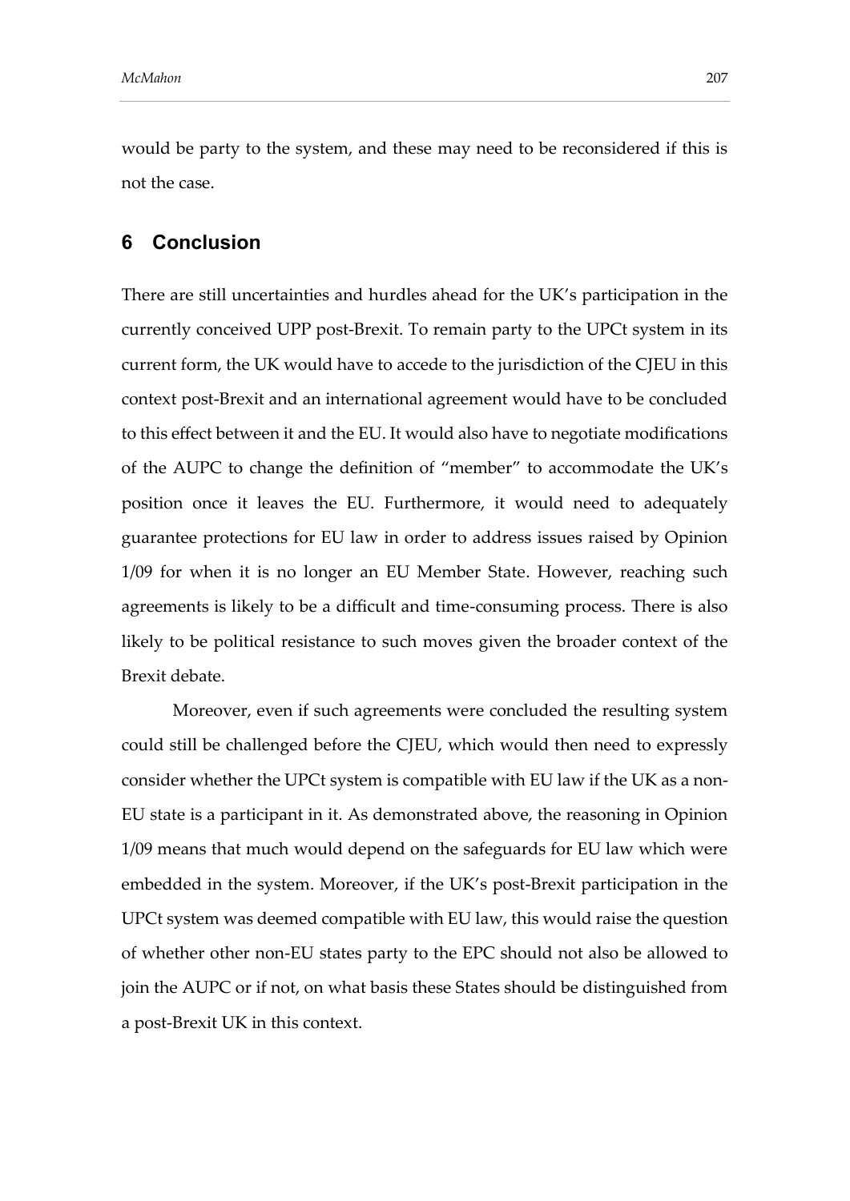would be party to the system, and these may need to be reconsidered if this is not the case.

## 6 Conclusion

There are still uncertainties and hurdles ahead for the UK's participation in the currently conceived UPP post-Brexit. To remain party to the UPCt system in its current form, the UK would have to accede to the jurisdiction of the CJEU in this context post-Brexit and an international agreement would have to be concluded to this effect between it and the EU. It would also have to negotiate modifications of the AUPC to change the definition of "member" to accommodate the UK's position once it leaves the EU. Furthermore, it would need to adequately guarantee protections for EU law in order to address issues raised by Opinion 1/09 for when it is no longer an EU Member State. However, reaching such agreements is likely to be a difficult and time-consuming process. There is also likely to be political resistance to such moves given the broader context of the Brexit debate.

Moreover, even if such agreements were concluded the resulting system could still be challenged before the CJEU, which would then need to expressly consider whether the UPCt system is compatible with EU law if the UK as a non-EU state is a participant in it. As demonstrated above, the reasoning in Opinion 1/09 means that much would depend on the safeguards for EU law which were embedded in the system. Moreover, if the UK's post-Brexit participation in the UPCt system was deemed compatible with EU law, this would raise the question of whether other non-EU states party to the EPC should not also be allowed to join the AUPC or if not, on what basis these States should be distinguished from a post-Brexit UK in this context.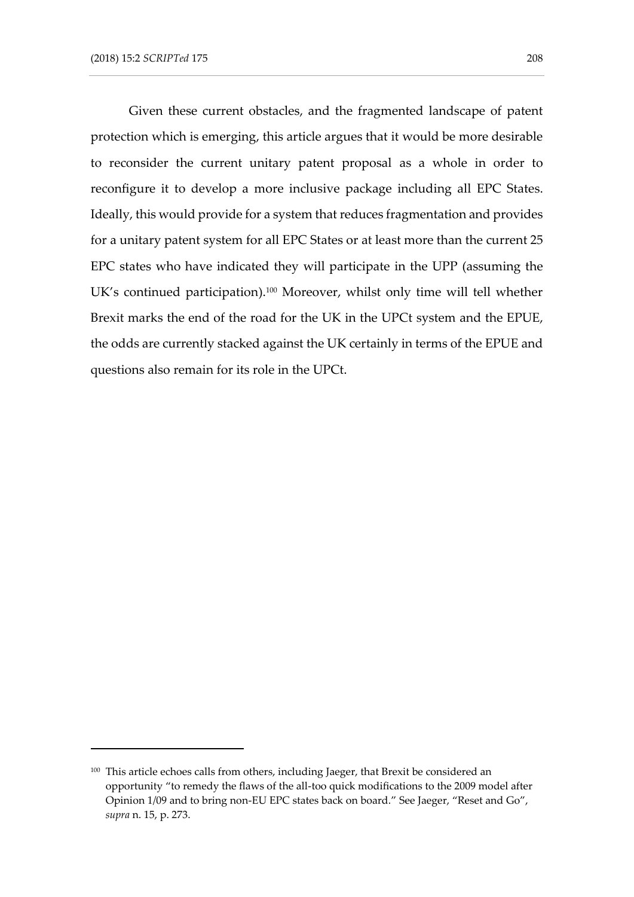Given these current obstacles, and the fragmented landscape of patent protection which is emerging, this article argues that it would be more desirable to reconsider the current unitary patent proposal as a whole in order to reconfigure it to develop a more inclusive package including all EPC States. Ideally, this would provide for a system that reduces fragmentation and provides for a unitary patent system for all EPC States or at least more than the current 25 EPC states who have indicated they will participate in the UPP (assuming the UK's continued participation).[100] Moreover, whilst only time will tell whether Brexit marks the end of the road for the UK in the UPCt system and the EPUE, the odds are currently stacked against the UK certainly in terms of the EPUE and questions also remain for its role in the UPCt.

---

[100] This article echoes calls from others, including Jaeger, that Brexit be considered an opportunity "to remedy the flaws of the all-too quick modifications to the 2009 model after Opinion 1/09 and to bring non-EU EPC states back on board." See Jaeger, "Reset and Go", *supra* n. 15, p. 273.